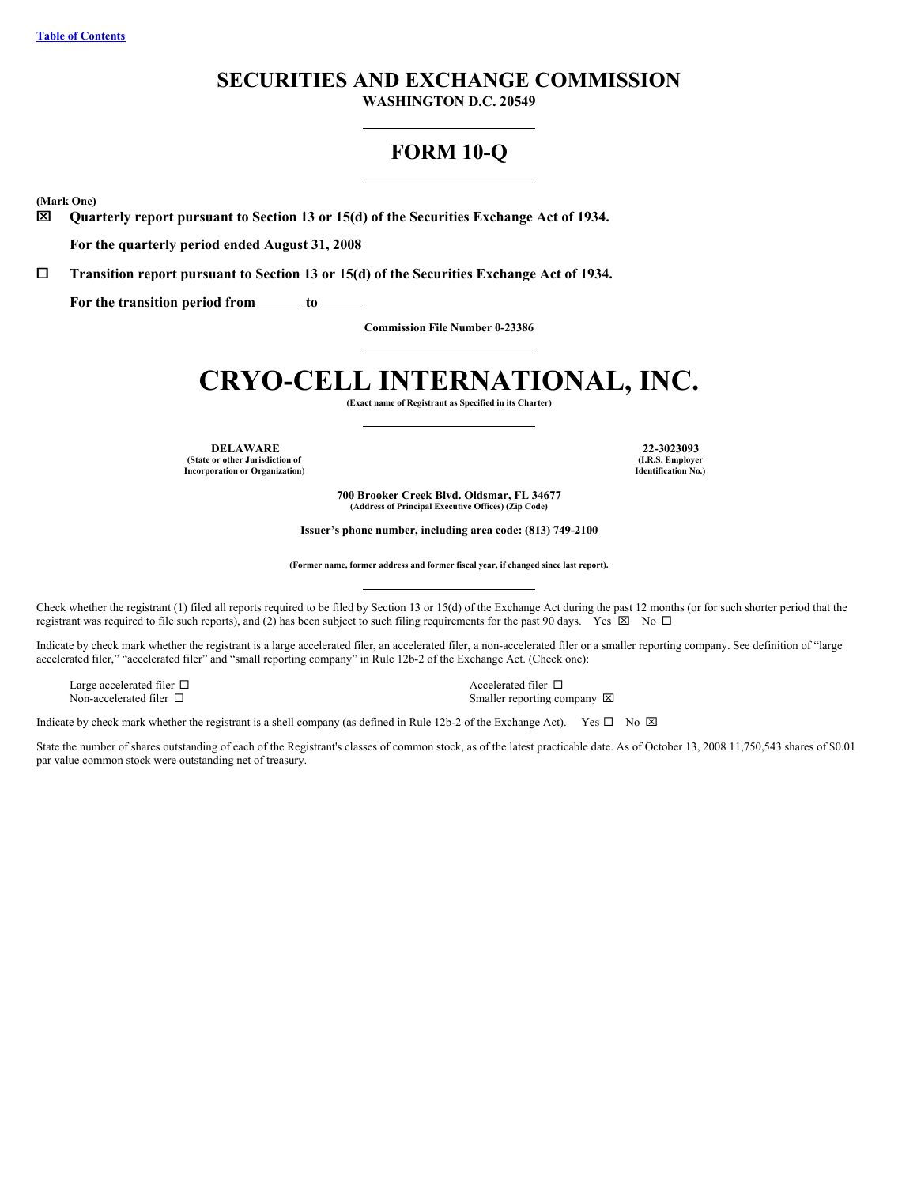Table of Contents

# SECURITIES AND EXCHANGE COMMISSION

**WASHINGTON D.C. 20549**

# FORM 10-Q

**(Mark One)**

☒ **Quarterly report pursuant to Section 13 or 15(d) of the Securities Exchange Act of 1934.**

**For the quarterly period ended August 31, 2008**

☐ **Transition report pursuant to Section 13 or 15(d) of the Securities Exchange Act of 1934.**

**For the transition period from ______ to ______**

**Commission File Number 0-23386**

# CRYO-CELL INTERNATIONAL, INC.

**(Exact name of Registrant as Specified in its Charter)**

| **DELAWARE** | **22-3023093** |
|---|---|
| **(State or other Jurisdiction of Incorporation or Organization)** | **(I.R.S. Employer Identification No.)** |

**700 Brooker Creek Blvd. Oldsmar, FL 34677**
**(Address of Principal Executive Offices) (Zip Code)**

**Issuer's phone number, including area code: (813) 749-2100**

**(Former name, former address and former fiscal year, if changed since last report).**

Check whether the registrant (1) filed all reports required to be filed by Section 13 or 15(d) of the Exchange Act during the past 12 months (or for such shorter period that the registrant was required to file such reports), and (2) has been subject to such filing requirements for the past 90 days. Yes ☒ No ☐

Indicate by check mark whether the registrant is a large accelerated filer, an accelerated filer, a non-accelerated filer or a smaller reporting company. See definition of "large accelerated filer," "accelerated filer" and "small reporting company" in Rule 12b-2 of the Exchange Act. (Check one):

| | |
|---|---|
| Large accelerated filer ☐ | Accelerated filer ☐ |
| Non-accelerated filer ☐ | Smaller reporting company ☒ |

Indicate by check mark whether the registrant is a shell company (as defined in Rule 12b-2 of the Exchange Act). Yes ☐ No ☒

State the number of shares outstanding of each of the Registrant's classes of common stock, as of the latest practicable date. As of October 13, 2008 11,750,543 shares of $0.01 par value common stock were outstanding net of treasury.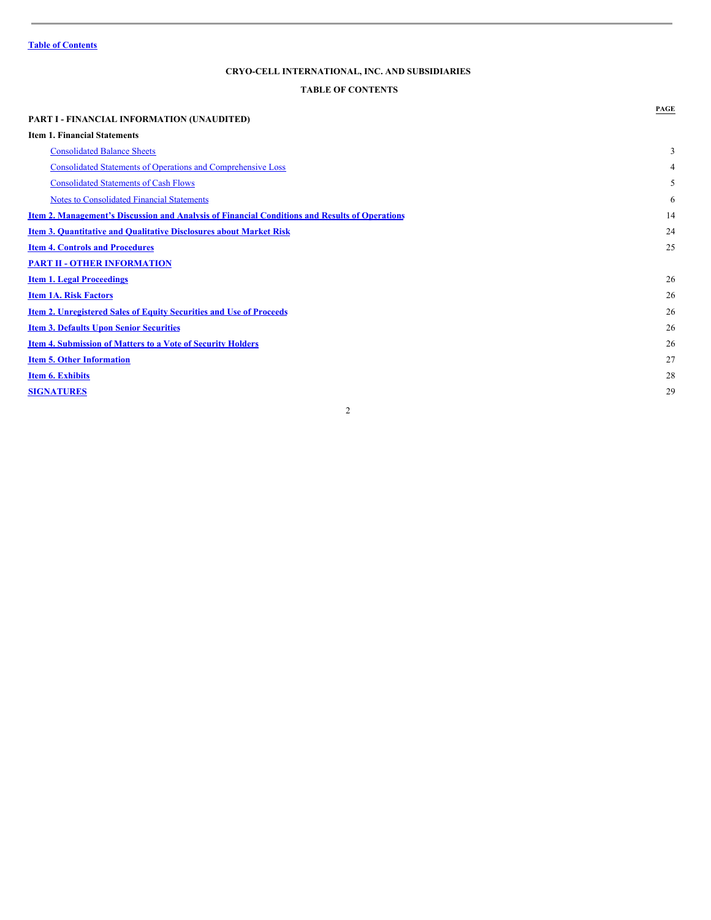Table of Contents

**CRYO-CELL INTERNATIONAL, INC. AND SUBSIDIARIES**

**TABLE OF CONTENTS**

| | PAGE |
|---|---|
| **PART I - FINANCIAL INFORMATION (UNAUDITED)** | |
| **Item 1. Financial Statements** | |
| Consolidated Balance Sheets | 3 |
| Consolidated Statements of Operations and Comprehensive Loss | 4 |
| Consolidated Statements of Cash Flows | 5 |
| Notes to Consolidated Financial Statements | 6 |
| **Item 2. Management's Discussion and Analysis of Financial Conditions and Results of Operations** | 14 |
| **Item 3. Quantitative and Qualitative Disclosures about Market Risk** | 24 |
| **Item 4. Controls and Procedures** | 25 |
| **PART II - OTHER INFORMATION** | |
| **Item 1. Legal Proceedings** | 26 |
| **Item 1A. Risk Factors** | 26 |
| **Item 2. Unregistered Sales of Equity Securities and Use of Proceeds** | 26 |
| **Item 3. Defaults Upon Senior Securities** | 26 |
| **Item 4. Submission of Matters to a Vote of Security Holders** | 26 |
| **Item 5. Other Information** | 27 |
| **Item 6. Exhibits** | 28 |
| **SIGNATURES** | 29 |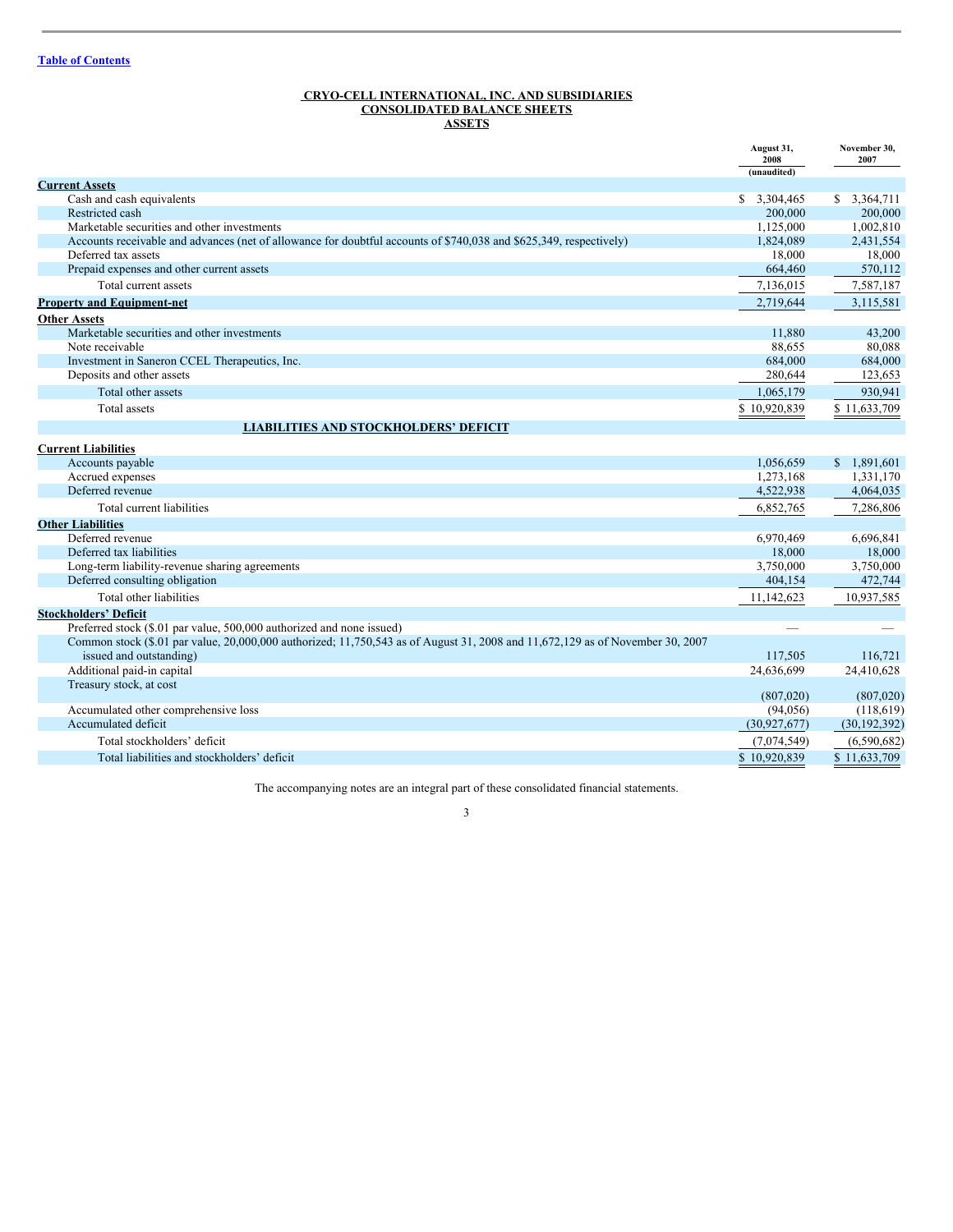Table of Contents

# CRYO-CELL INTERNATIONAL, INC. AND SUBSIDIARIES
## CONSOLIDATED BALANCE SHEETS
## ASSETS

| | August 31, 2008 (unaudited) | November 30, 2007 |
|---|---|---|
| **Current Assets** | | |
| Cash and cash equivalents | $ 3,304,465 | $ 3,364,711 |
| Restricted cash | 200,000 | 200,000 |
| Marketable securities and other investments | 1,125,000 | 1,002,810 |
| Accounts receivable and advances (net of allowance for doubtful accounts of $740,038 and $625,349, respectively) | 1,824,089 | 2,431,554 |
| Deferred tax assets | 18,000 | 18,000 |
| Prepaid expenses and other current assets | 664,460 | 570,112 |
| Total current assets | 7,136,015 | 7,587,187 |
| **Property and Equipment-net** | 2,719,644 | 3,115,581 |
| **Other Assets** | | |
| Marketable securities and other investments | 11,880 | 43,200 |
| Note receivable | 88,655 | 80,088 |
| Investment in Saneron CCEL Therapeutics, Inc. | 684,000 | 684,000 |
| Deposits and other assets | 280,644 | 123,653 |
| Total other assets | 1,065,179 | 930,941 |
| Total assets | $ 10,920,839 | $ 11,633,709 |
| **LIABILITIES AND STOCKHOLDERS' DEFICIT** | | |
| **Current Liabilities** | | |
| Accounts payable | 1,056,659 | $ 1,891,601 |
| Accrued expenses | 1,273,168 | 1,331,170 |
| Deferred revenue | 4,522,938 | 4,064,035 |
| Total current liabilities | 6,852,765 | 7,286,806 |
| **Other Liabilities** | | |
| Deferred revenue | 6,970,469 | 6,696,841 |
| Deferred tax liabilities | 18,000 | 18,000 |
| Long-term liability-revenue sharing agreements | 3,750,000 | 3,750,000 |
| Deferred consulting obligation | 404,154 | 472,744 |
| Total other liabilities | 11,142,623 | 10,937,585 |
| **Stockholders' Deficit** | | |
| Preferred stock ($.01 par value, 500,000 authorized and none issued) | — | — |
| Common stock ($.01 par value, 20,000,000 authorized; 11,750,543 as of August 31, 2008 and 11,672,129 as of November 30, 2007 issued and outstanding) | 117,505 | 116,721 |
| Additional paid-in capital | 24,636,699 | 24,410,628 |
| Treasury stock, at cost | (807,020) | (807,020) |
| Accumulated other comprehensive loss | (94,056) | (118,619) |
| Accumulated deficit | (30,927,677) | (30,192,392) |
| Total stockholders' deficit | (7,074,549) | (6,590,682) |
| Total liabilities and stockholders' deficit | $ 10,920,839 | $ 11,633,709 |

The accompanying notes are an integral part of these consolidated financial statements.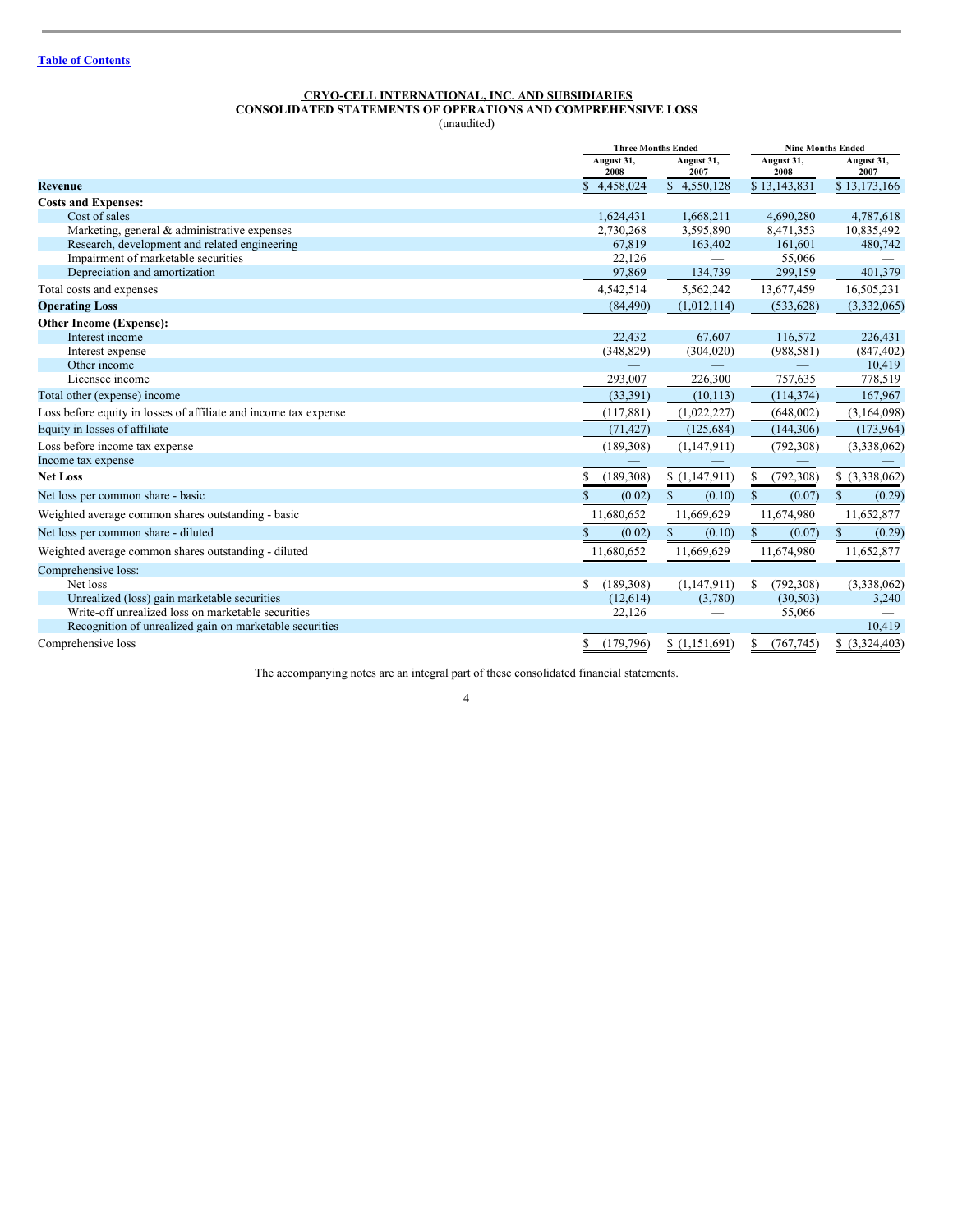[Table of Contents](#)

**CRYO-CELL INTERNATIONAL, INC. AND SUBSIDIARIES**
**CONSOLIDATED STATEMENTS OF OPERATIONS AND COMPREHENSIVE LOSS**
(unaudited)

| | Three Months Ended | | Nine Months Ended | |
|---|---|---|---|---|
| | August 31, 2008 | August 31, 2007 | August 31, 2008 | August 31, 2007 |
| **Revenue** | $ 4,458,024 | $ 4,550,128 | $ 13,143,831 | $ 13,173,166 |
| **Costs and Expenses:** | | | | |
| Cost of sales | 1,624,431 | 1,668,211 | 4,690,280 | 4,787,618 |
| Marketing, general & administrative expenses | 2,730,268 | 3,595,890 | 8,471,353 | 10,835,492 |
| Research, development and related engineering | 67,819 | 163,402 | 161,601 | 480,742 |
| Impairment of marketable securities | 22,126 | — | 55,066 | — |
| Depreciation and amortization | 97,869 | 134,739 | 299,159 | 401,379 |
| Total costs and expenses | 4,542,514 | 5,562,242 | 13,677,459 | 16,505,231 |
| **Operating Loss** | (84,490) | (1,012,114) | (533,628) | (3,332,065) |
| **Other Income (Expense):** | | | | |
| Interest income | 22,432 | 67,607 | 116,572 | 226,431 |
| Interest expense | (348,829) | (304,020) | (988,581) | (847,402) |
| Other income | — | — | — | 10,419 |
| Licensee income | 293,007 | 226,300 | 757,635 | 778,519 |
| Total other (expense) income | (33,391) | (10,113) | (114,374) | 167,967 |
| Loss before equity in losses of affiliate and income tax expense | (117,881) | (1,022,227) | (648,002) | (3,164,098) |
| Equity in losses of affiliate | (71,427) | (125,684) | (144,306) | (173,964) |
| Loss before income tax expense | (189,308) | (1,147,911) | (792,308) | (3,338,062) |
| Income tax expense | — | — | — | — |
| **Net Loss** | $ (189,308) | $ (1,147,911) | $ (792,308) | $ (3,338,062) |
| Net loss per common share - basic | $ (0.02) | $ (0.10) | $ (0.07) | $ (0.29) |
| Weighted average common shares outstanding - basic | 11,680,652 | 11,669,629 | 11,674,980 | 11,652,877 |
| Net loss per common share - diluted | $ (0.02) | $ (0.10) | $ (0.07) | $ (0.29) |
| Weighted average common shares outstanding - diluted | 11,680,652 | 11,669,629 | 11,674,980 | 11,652,877 |
| Comprehensive loss: | | | | |
| Net loss | $ (189,308) | (1,147,911) | $ (792,308) | (3,338,062) |
| Unrealized (loss) gain marketable securities | (12,614) | (3,780) | (30,503) | 3,240 |
| Write-off unrealized loss on marketable securities | 22,126 | — | 55,066 | — |
| Recognition of unrealized gain on marketable securities | — | — | — | 10,419 |
| Comprehensive loss | $ (179,796) | $ (1,151,691) | $ (767,745) | $ (3,324,403) |

The accompanying notes are an integral part of these consolidated financial statements.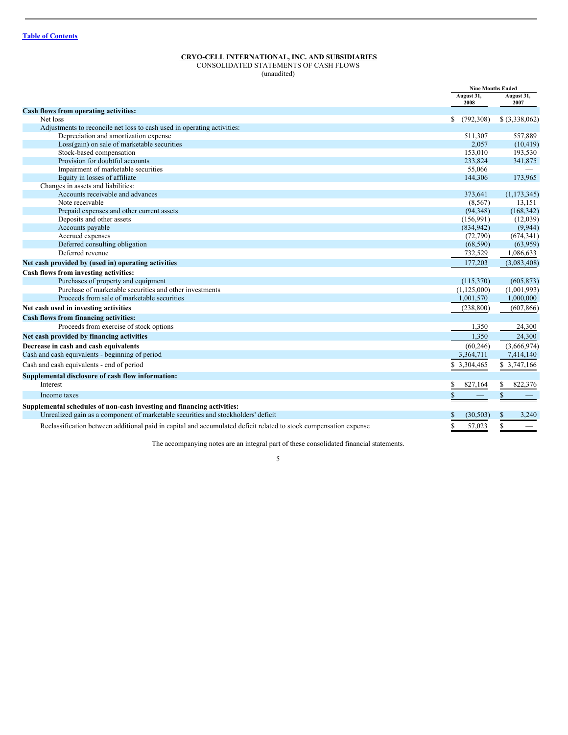[Table of Contents](#)

**CRYO-CELL INTERNATIONAL, INC. AND SUBSIDIARIES**
CONSOLIDATED STATEMENTS OF CASH FLOWS
(unaudited)

| | Nine Months Ended | |
|---|---|---|
| | August 31, 2008 | August 31, 2007 |
| **Cash flows from operating activities:** | | |
| Net loss | $ (792,308) | $ (3,338,062) |
| Adjustments to reconcile net loss to cash used in operating activities: | | |
| Depreciation and amortization expense | 511,307 | 557,889 |
| Loss(gain) on sale of marketable securities | 2,057 | (10,419) |
| Stock-based compensation | 153,010 | 193,530 |
| Provision for doubtful accounts | 233,824 | 341,875 |
| Impairment of marketable securities | 55,066 | — |
| Equity in losses of affiliate | 144,306 | 173,965 |
| Changes in assets and liabilities: | | |
| Accounts receivable and advances | 373,641 | (1,173,345) |
| Note receivable | (8,567) | 13,151 |
| Prepaid expenses and other current assets | (94,348) | (168,342) |
| Deposits and other assets | (156,991) | (12,039) |
| Accounts payable | (834,942) | (9,944) |
| Accrued expenses | (72,790) | (674,341) |
| Deferred consulting obligation | (68,590) | (63,959) |
| Deferred revenue | 732,529 | 1,086,633 |
| **Net cash provided by (used in) operating activities** | 177,203 | (3,083,408) |
| **Cash flows from investing activities:** | | |
| Purchases of property and equipment | (115,370) | (605,873) |
| Purchase of marketable securities and other investments | (1,125,000) | (1,001,993) |
| Proceeds from sale of marketable securities | 1,001,570 | 1,000,000 |
| **Net cash used in investing activities** | (238,800) | (607,866) |
| **Cash flows from financing activities:** | | |
| Proceeds from exercise of stock options | 1,350 | 24,300 |
| **Net cash provided by financing activities** | 1,350 | 24,300 |
| **Decrease in cash and cash equivalents** | (60,246) | (3,666,974) |
| Cash and cash equivalents - beginning of period | 3,364,711 | 7,414,140 |
| Cash and cash equivalents - end of period | $ 3,304,465 | $ 3,747,166 |
| **Supplemental disclosure of cash flow information:** | | |
| Interest | $ 827,164 | $ 822,376 |
| Income taxes | $ — | $ — |
| **Supplemental schedules of non-cash investing and financing activities:** | | |
| Unrealized gain as a component of marketable securities and stockholders' deficit | $ (30,503) | $ 3,240 |
| Reclassification between additional paid in capital and accumulated deficit related to stock compensation expense | $ 57,023 | $ — |

The accompanying notes are an integral part of these consolidated financial statements.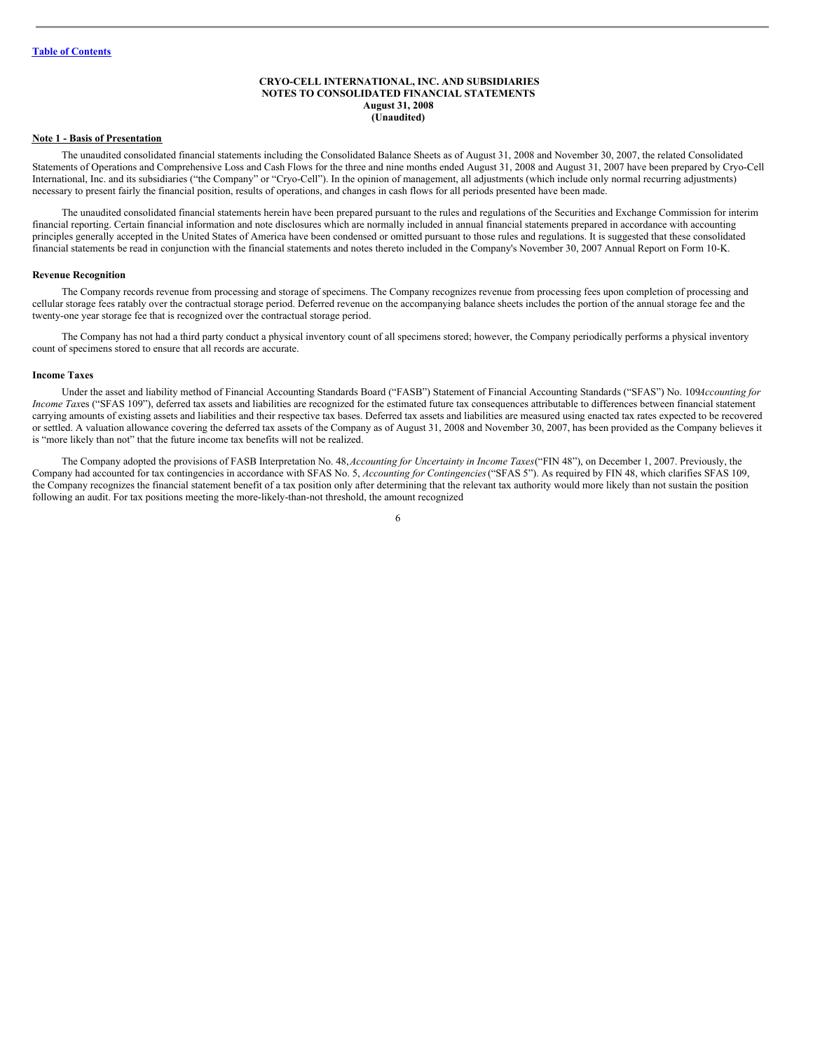[Table of Contents](#)

**CRYO-CELL INTERNATIONAL, INC. AND SUBSIDIARIES**
**NOTES TO CONSOLIDATED FINANCIAL STATEMENTS**
**August 31, 2008**
**(Unaudited)**

## Note 1 - Basis of Presentation

The unaudited consolidated financial statements including the Consolidated Balance Sheets as of August 31, 2008 and November 30, 2007, the related Consolidated Statements of Operations and Comprehensive Loss and Cash Flows for the three and nine months ended August 31, 2008 and August 31, 2007 have been prepared by Cryo-Cell International, Inc. and its subsidiaries ("the Company" or "Cryo-Cell"). In the opinion of management, all adjustments (which include only normal recurring adjustments) necessary to present fairly the financial position, results of operations, and changes in cash flows for all periods presented have been made.

The unaudited consolidated financial statements herein have been prepared pursuant to the rules and regulations of the Securities and Exchange Commission for interim financial reporting. Certain financial information and note disclosures which are normally included in annual financial statements prepared in accordance with accounting principles generally accepted in the United States of America have been condensed or omitted pursuant to those rules and regulations. It is suggested that these consolidated financial statements be read in conjunction with the financial statements and notes thereto included in the Company's November 30, 2007 Annual Report on Form 10-K.

### Revenue Recognition

The Company records revenue from processing and storage of specimens. The Company recognizes revenue from processing fees upon completion of processing and cellular storage fees ratably over the contractual storage period. Deferred revenue on the accompanying balance sheets includes the portion of the annual storage fee and the twenty-one year storage fee that is recognized over the contractual storage period.

The Company has not had a third party conduct a physical inventory count of all specimens stored; however, the Company periodically performs a physical inventory count of specimens stored to ensure that all records are accurate.

### Income Taxes

Under the asset and liability method of Financial Accounting Standards Board ("FASB") Statement of Financial Accounting Standards ("SFAS") No. 109 *Accounting for Income Taxes* ("SFAS 109"), deferred tax assets and liabilities are recognized for the estimated future tax consequences attributable to differences between financial statement carrying amounts of existing assets and liabilities and their respective tax bases. Deferred tax assets and liabilities are measured using enacted tax rates expected to be recovered or settled. A valuation allowance covering the deferred tax assets of the Company as of August 31, 2008 and November 30, 2007, has been provided as the Company believes it is "more likely than not" that the future income tax benefits will not be realized.

The Company adopted the provisions of FASB Interpretation No. 48, *Accounting for Uncertainty in Income Taxes* ("FIN 48"), on December 1, 2007. Previously, the Company had accounted for tax contingencies in accordance with SFAS No. 5, *Accounting for Contingencies* ("SFAS 5"). As required by FIN 48, which clarifies SFAS 109, the Company recognizes the financial statement benefit of a tax position only after determining that the relevant tax authority would more likely than not sustain the position following an audit. For tax positions meeting the more-likely-than-not threshold, the amount recognized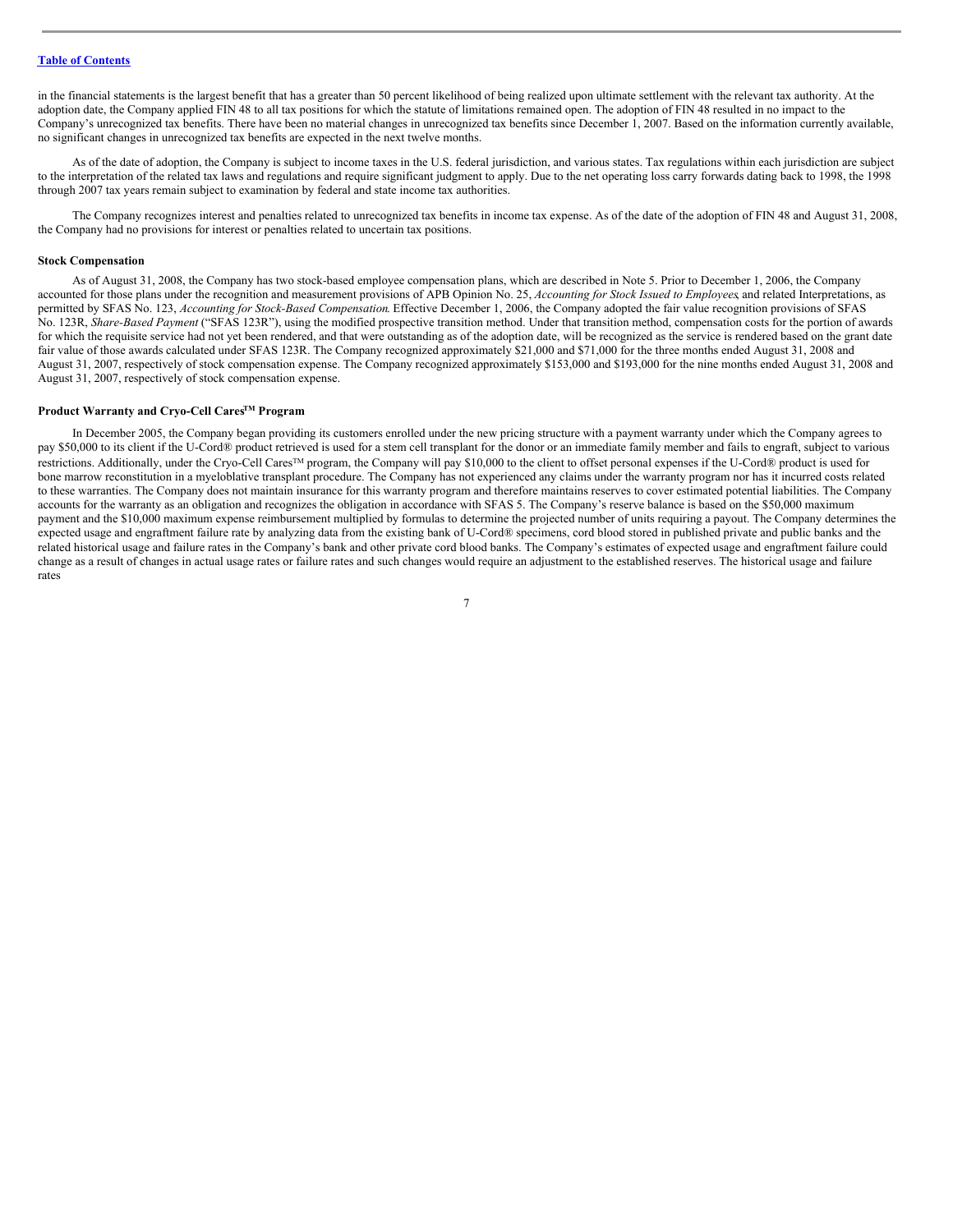in the financial statements is the largest benefit that has a greater than 50 percent likelihood of being realized upon ultimate settlement with the relevant tax authority. At the adoption date, the Company applied FIN 48 to all tax positions for which the statute of limitations remained open. The adoption of FIN 48 resulted in no impact to the Company's unrecognized tax benefits. There have been no material changes in unrecognized tax benefits since December 1, 2007. Based on the information currently available, no significant changes in unrecognized tax benefits are expected in the next twelve months.

As of the date of adoption, the Company is subject to income taxes in the U.S. federal jurisdiction, and various states. Tax regulations within each jurisdiction are subject to the interpretation of the related tax laws and regulations and require significant judgment to apply. Due to the net operating loss carry forwards dating back to 1998, the 1998 through 2007 tax years remain subject to examination by federal and state income tax authorities.

The Company recognizes interest and penalties related to unrecognized tax benefits in income tax expense. As of the date of the adoption of FIN 48 and August 31, 2008, the Company had no provisions for interest or penalties related to uncertain tax positions.

**Stock Compensation**

As of August 31, 2008, the Company has two stock-based employee compensation plans, which are described in Note 5. Prior to December 1, 2006, the Company accounted for those plans under the recognition and measurement provisions of APB Opinion No. 25, *Accounting for Stock Issued to Employees*, and related Interpretations, as permitted by SFAS No. 123, *Accounting for Stock-Based Compensation*. Effective December 1, 2006, the Company adopted the fair value recognition provisions of SFAS No. 123R, *Share-Based Payment* ("SFAS 123R"), using the modified prospective transition method. Under that transition method, compensation costs for the portion of awards for which the requisite service had not yet been rendered, and that were outstanding as of the adoption date, will be recognized as the service is rendered based on the grant date fair value of those awards calculated under SFAS 123R. The Company recognized approximately $21,000 and $71,000 for the three months ended August 31, 2008 and August 31, 2007, respectively of stock compensation expense. The Company recognized approximately $153,000 and $193,000 for the nine months ended August 31, 2008 and August 31, 2007, respectively of stock compensation expense.

**Product Warranty and Cryo-Cell Cares™ Program**

In December 2005, the Company began providing its customers enrolled under the new pricing structure with a payment warranty under which the Company agrees to pay $50,000 to its client if the U-Cord® product retrieved is used for a stem cell transplant for the donor or an immediate family member and fails to engraft, subject to various restrictions. Additionally, under the Cryo-Cell Cares™ program, the Company will pay $10,000 to the client to offset personal expenses if the U-Cord® product is used for bone marrow reconstitution in a myeloblative transplant procedure. The Company has not experienced any claims under the warranty program nor has it incurred costs related to these warranties. The Company does not maintain insurance for this warranty program and therefore maintains reserves to cover estimated potential liabilities. The Company accounts for the warranty as an obligation and recognizes the obligation in accordance with SFAS 5. The Company's reserve balance is based on the $50,000 maximum payment and the $10,000 maximum expense reimbursement multiplied by formulas to determine the projected number of units requiring a payout. The Company determines the expected usage and engraftment failure rate by analyzing data from the existing bank of U-Cord® specimens, cord blood stored in published private and public banks and the related historical usage and failure rates in the Company's bank and other private cord blood banks. The Company's estimates of expected usage and engraftment failure could change as a result of changes in actual usage rates or failure rates and such changes would require an adjustment to the established reserves. The historical usage and failure rates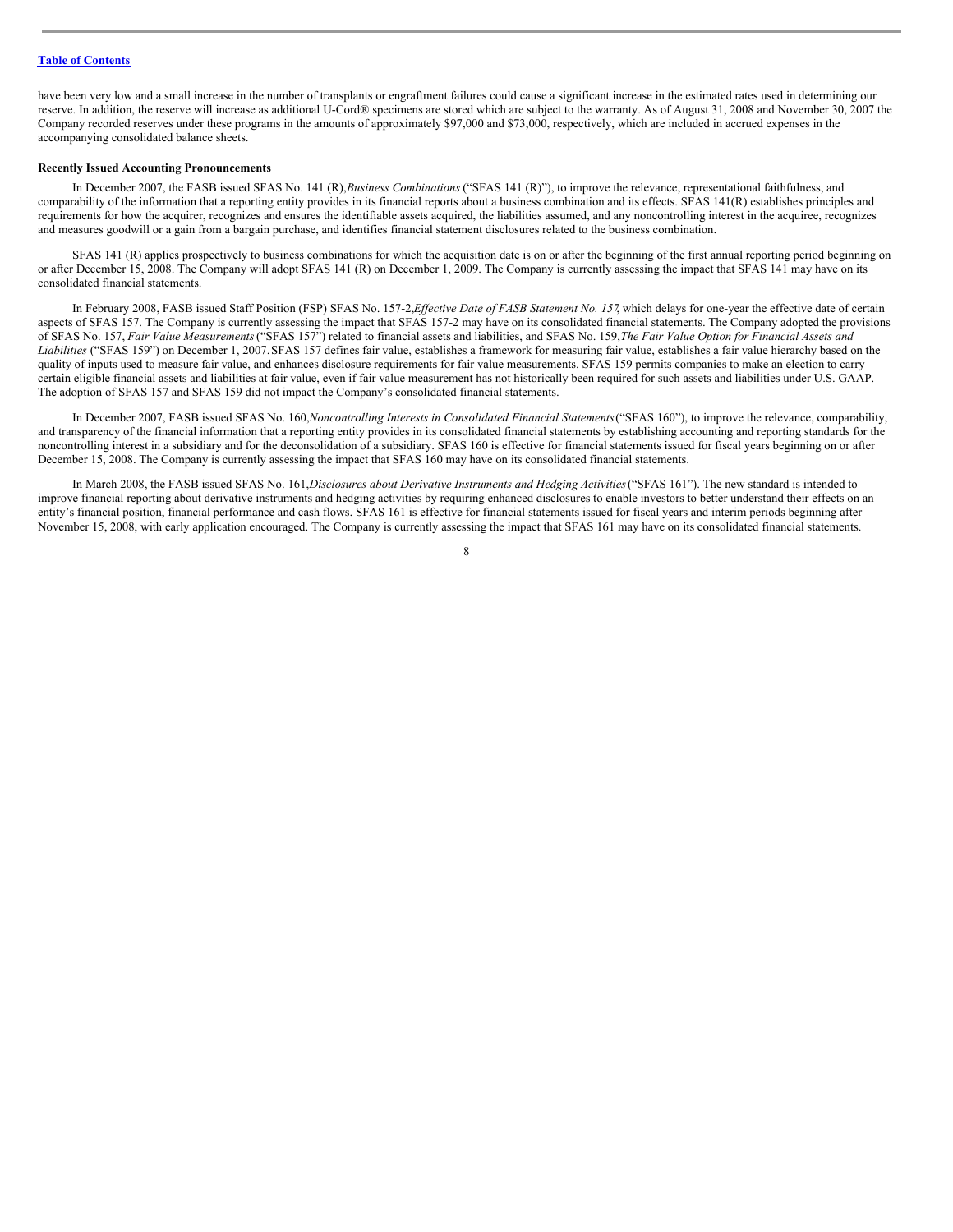have been very low and a small increase in the number of transplants or engraftment failures could cause a significant increase in the estimated rates used in determining our reserve. In addition, the reserve will increase as additional U-Cord® specimens are stored which are subject to the warranty. As of August 31, 2008 and November 30, 2007 the Company recorded reserves under these programs in the amounts of approximately $97,000 and $73,000, respectively, which are included in accrued expenses in the accompanying consolidated balance sheets.

**Recently Issued Accounting Pronouncements**

In December 2007, the FASB issued SFAS No. 141 (R), *Business Combinations* ("SFAS 141 (R)"), to improve the relevance, representational faithfulness, and comparability of the information that a reporting entity provides in its financial reports about a business combination and its effects. SFAS 141(R) establishes principles and requirements for how the acquirer, recognizes and ensures the identifiable assets acquired, the liabilities assumed, and any noncontrolling interest in the acquiree, recognizes and measures goodwill or a gain from a bargain purchase, and identifies financial statement disclosures related to the business combination.

SFAS 141 (R) applies prospectively to business combinations for which the acquisition date is on or after the beginning of the first annual reporting period beginning on or after December 15, 2008. The Company will adopt SFAS 141 (R) on December 1, 2009. The Company is currently assessing the impact that SFAS 141 may have on its consolidated financial statements.

In February 2008, FASB issued Staff Position (FSP) SFAS No. 157-2, *Effective Date of FASB Statement No. 157*, which delays for one-year the effective date of certain aspects of SFAS 157. The Company is currently assessing the impact that SFAS 157-2 may have on its consolidated financial statements. The Company adopted the provisions of SFAS No. 157, *Fair Value Measurements* ("SFAS 157") related to financial assets and liabilities, and SFAS No. 159, *The Fair Value Option for Financial Assets and Liabilities* ("SFAS 159") on December 1, 2007. SFAS 157 defines fair value, establishes a framework for measuring fair value, establishes a fair value hierarchy based on the quality of inputs used to measure fair value, and enhances disclosure requirements for fair value measurements. SFAS 159 permits companies to make an election to carry certain eligible financial assets and liabilities at fair value, even if fair value measurement has not historically been required for such assets and liabilities under U.S. GAAP. The adoption of SFAS 157 and SFAS 159 did not impact the Company's consolidated financial statements.

In December 2007, FASB issued SFAS No. 160, *Noncontrolling Interests in Consolidated Financial Statements* ("SFAS 160"), to improve the relevance, comparability, and transparency of the financial information that a reporting entity provides in its consolidated financial statements by establishing accounting and reporting standards for the noncontrolling interest in a subsidiary and for the deconsolidation of a subsidiary. SFAS 160 is effective for financial statements issued for fiscal years beginning on or after December 15, 2008. The Company is currently assessing the impact that SFAS 160 may have on its consolidated financial statements.

In March 2008, the FASB issued SFAS No. 161, *Disclosures about Derivative Instruments and Hedging Activities* ("SFAS 161"). The new standard is intended to improve financial reporting about derivative instruments and hedging activities by requiring enhanced disclosures to enable investors to better understand their effects on an entity's financial position, financial performance and cash flows. SFAS 161 is effective for financial statements issued for fiscal years and interim periods beginning after November 15, 2008, with early application encouraged. The Company is currently assessing the impact that SFAS 161 may have on its consolidated financial statements.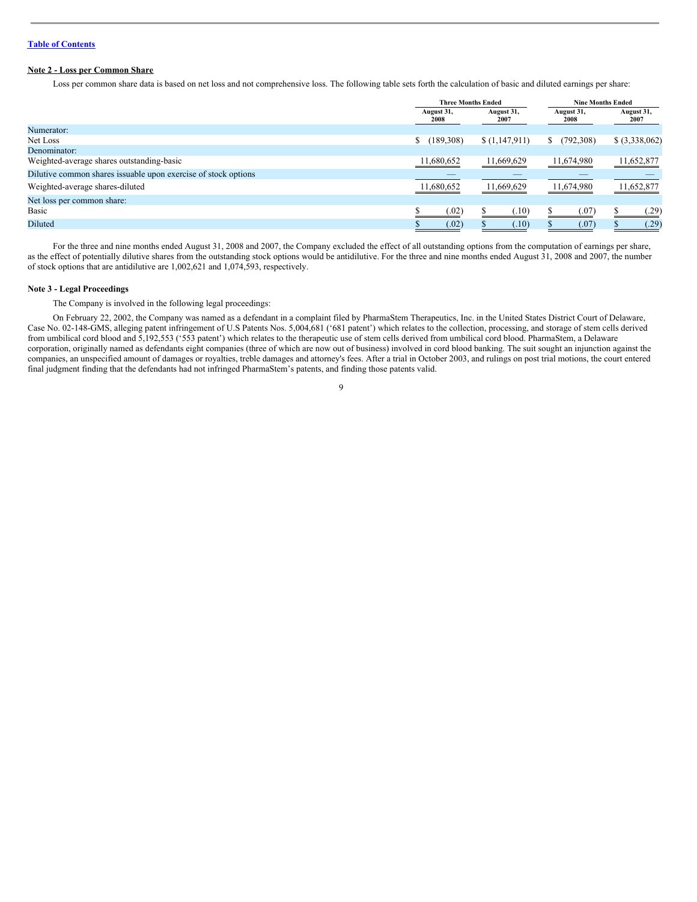**Table of Contents**

**Note 2 - Loss per Common Share**

Loss per common share data is based on net loss and not comprehensive loss. The following table sets forth the calculation of basic and diluted earnings per share:

| | Three Months Ended | | Nine Months Ended | |
|---|---|---|---|---|
| | August 31, 2008 | August 31, 2007 | August 31, 2008 | August 31, 2007 |
| Numerator: | | | | |
| Net Loss | $ (189,308) | $ (1,147,911) | $ (792,308) | $ (3,338,062) |
| Denominator: | | | | |
| Weighted-average shares outstanding-basic | 11,680,652 | 11,669,629 | 11,674,980 | 11,652,877 |
| Dilutive common shares issuable upon exercise of stock options | — | — | — | — |
| Weighted-average shares-diluted | 11,680,652 | 11,669,629 | 11,674,980 | 11,652,877 |
| Net loss per common share: | | | | |
| Basic | $ (.02) | $ (.10) | $ (.07) | $ (.29) |
| Diluted | $ (.02) | $ (.10) | $ (.07) | $ (.29) |

For the three and nine months ended August 31, 2008 and 2007, the Company excluded the effect of all outstanding options from the computation of earnings per share, as the effect of potentially dilutive shares from the outstanding stock options would be antidilutive. For the three and nine months ended August 31, 2008 and 2007, the number of stock options that are antidilutive are 1,002,621 and 1,074,593, respectively.

**Note 3 - Legal Proceedings**

The Company is involved in the following legal proceedings:

On February 22, 2002, the Company was named as a defendant in a complaint filed by PharmaStem Therapeutics, Inc. in the United States District Court of Delaware, Case No. 02-148-GMS, alleging patent infringement of U.S Patents Nos. 5,004,681 ('681 patent') which relates to the collection, processing, and storage of stem cells derived from umbilical cord blood and 5,192,553 ('553 patent') which relates to the therapeutic use of stem cells derived from umbilical cord blood. PharmaStem, a Delaware corporation, originally named as defendants eight companies (three of which are now out of business) involved in cord blood banking. The suit sought an injunction against the companies, an unspecified amount of damages or royalties, treble damages and attorney's fees. After a trial in October 2003, and rulings on post trial motions, the court entered final judgment finding that the defendants had not infringed PharmaStem's patents, and finding those patents valid.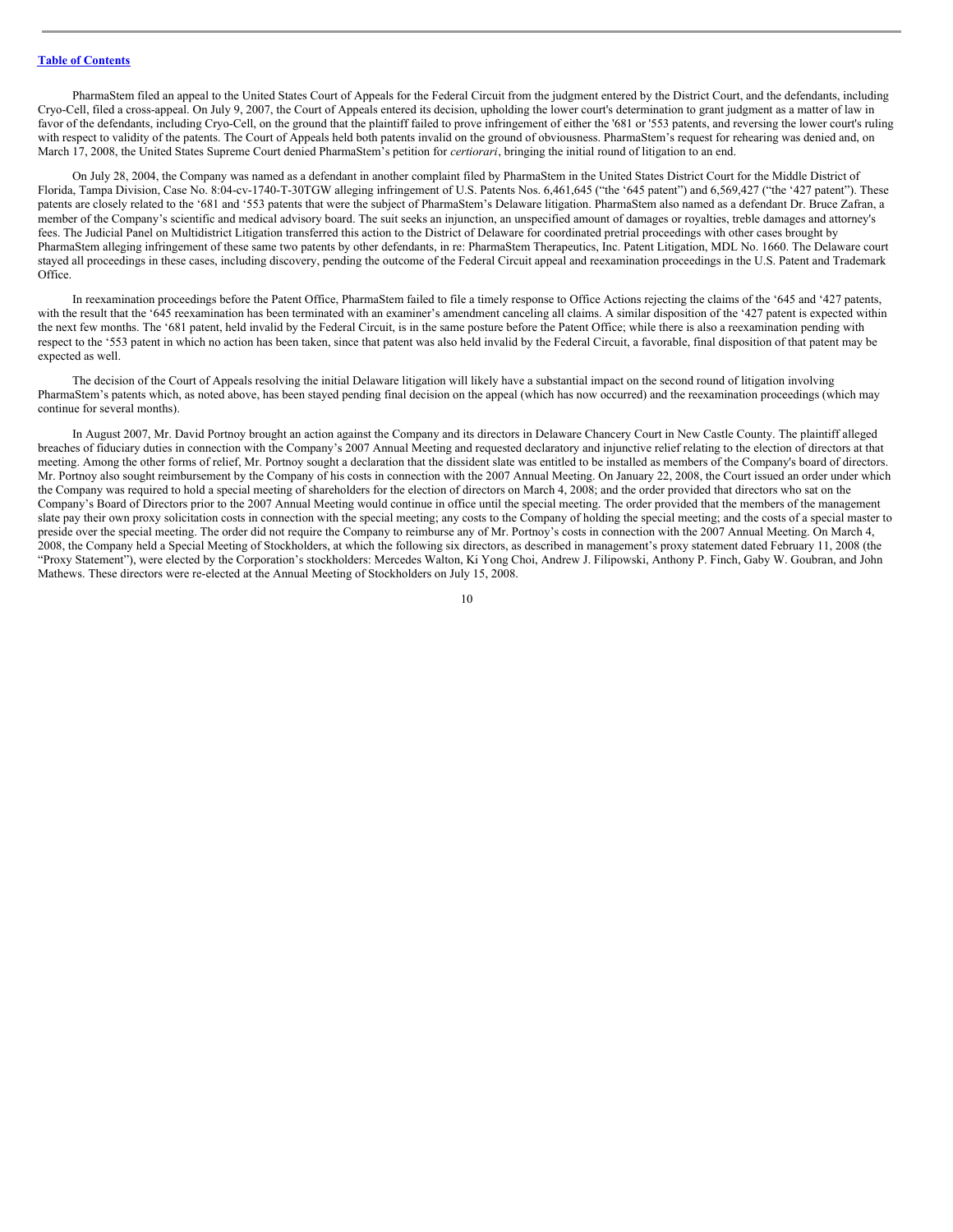PharmaStem filed an appeal to the United States Court of Appeals for the Federal Circuit from the judgment entered by the District Court, and the defendants, including Cryo-Cell, filed a cross-appeal. On July 9, 2007, the Court of Appeals entered its decision, upholding the lower court's determination to grant judgment as a matter of law in favor of the defendants, including Cryo-Cell, on the ground that the plaintiff failed to prove infringement of either the '681 or '553 patents, and reversing the lower court's ruling with respect to validity of the patents. The Court of Appeals held both patents invalid on the ground of obviousness. PharmaStem's request for rehearing was denied and, on March 17, 2008, the United States Supreme Court denied PharmaStem's petition for *certiorari*, bringing the initial round of litigation to an end.

On July 28, 2004, the Company was named as a defendant in another complaint filed by PharmaStem in the United States District Court for the Middle District of Florida, Tampa Division, Case No. 8:04-cv-1740-T-30TGW alleging infringement of U.S. Patents Nos. 6,461,645 ("the '645 patent") and 6,569,427 ("the '427 patent"). These patents are closely related to the '681 and '553 patents that were the subject of PharmaStem's Delaware litigation. PharmaStem also named as a defendant Dr. Bruce Zafran, a member of the Company's scientific and medical advisory board. The suit seeks an injunction, an unspecified amount of damages or royalties, treble damages and attorney's fees. The Judicial Panel on Multidistrict Litigation transferred this action to the District of Delaware for coordinated pretrial proceedings with other cases brought by PharmaStem alleging infringement of these same two patents by other defendants, in re: PharmaStem Therapeutics, Inc. Patent Litigation, MDL No. 1660. The Delaware court stayed all proceedings in these cases, including discovery, pending the outcome of the Federal Circuit appeal and reexamination proceedings in the U.S. Patent and Trademark Office.

In reexamination proceedings before the Patent Office, PharmaStem failed to file a timely response to Office Actions rejecting the claims of the '645 and '427 patents, with the result that the '645 reexamination has been terminated with an examiner's amendment canceling all claims. A similar disposition of the '427 patent is expected within the next few months. The '681 patent, held invalid by the Federal Circuit, is in the same posture before the Patent Office; while there is also a reexamination pending with respect to the '553 patent in which no action has been taken, since that patent was also held invalid by the Federal Circuit, a favorable, final disposition of that patent may be expected as well.

The decision of the Court of Appeals resolving the initial Delaware litigation will likely have a substantial impact on the second round of litigation involving PharmaStem's patents which, as noted above, has been stayed pending final decision on the appeal (which has now occurred) and the reexamination proceedings (which may continue for several months).

In August 2007, Mr. David Portnoy brought an action against the Company and its directors in Delaware Chancery Court in New Castle County. The plaintiff alleged breaches of fiduciary duties in connection with the Company's 2007 Annual Meeting and requested declaratory and injunctive relief relating to the election of directors at that meeting. Among the other forms of relief, Mr. Portnoy sought a declaration that the dissident slate was entitled to be installed as members of the Company's board of directors. Mr. Portnoy also sought reimbursement by the Company of his costs in connection with the 2007 Annual Meeting. On January 22, 2008, the Court issued an order under which the Company was required to hold a special meeting of shareholders for the election of directors on March 4, 2008; and the order provided that directors who sat on the Company's Board of Directors prior to the 2007 Annual Meeting would continue in office until the special meeting. The order provided that the members of the management slate pay their own proxy solicitation costs in connection with the special meeting; any costs to the Company of holding the special meeting; and the costs of a special master to preside over the special meeting. The order did not require the Company to reimburse any of Mr. Portnoy's costs in connection with the 2007 Annual Meeting. On March 4, 2008, the Company held a Special Meeting of Stockholders, at which the following six directors, as described in management's proxy statement dated February 11, 2008 (the "Proxy Statement"), were elected by the Corporation's stockholders: Mercedes Walton, Ki Yong Choi, Andrew J. Filipowski, Anthony P. Finch, Gaby W. Goubran, and John Mathews. These directors were re-elected at the Annual Meeting of Stockholders on July 15, 2008.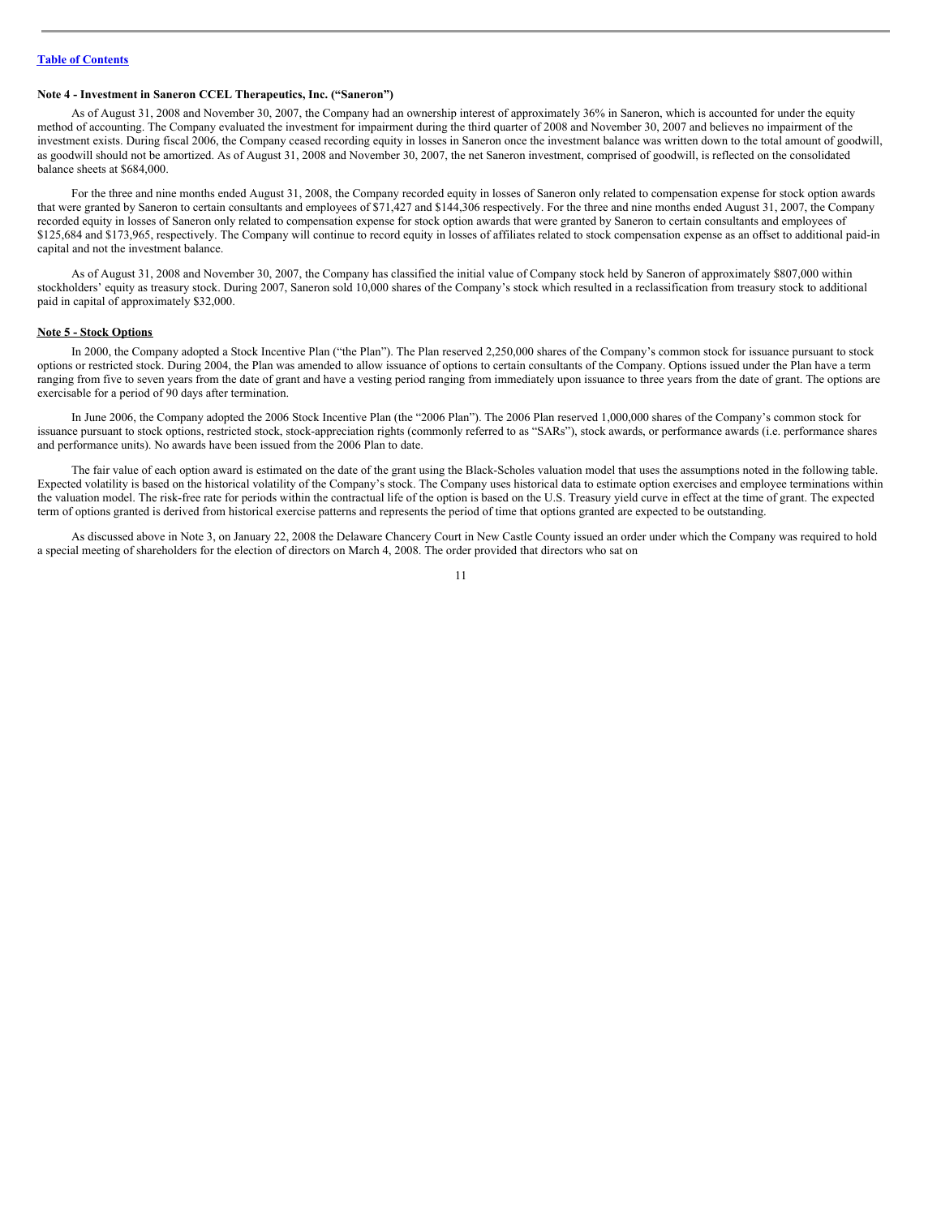### Note 4 - Investment in Saneron CCEL Therapeutics, Inc. ("Saneron")

As of August 31, 2008 and November 30, 2007, the Company had an ownership interest of approximately 36% in Saneron, which is accounted for under the equity method of accounting. The Company evaluated the investment for impairment during the third quarter of 2008 and November 30, 2007 and believes no impairment of the investment exists. During fiscal 2006, the Company ceased recording equity in losses in Saneron once the investment balance was written down to the total amount of goodwill, as goodwill should not be amortized. As of August 31, 2008 and November 30, 2007, the net Saneron investment, comprised of goodwill, is reflected on the consolidated balance sheets at $684,000.

For the three and nine months ended August 31, 2008, the Company recorded equity in losses of Saneron only related to compensation expense for stock option awards that were granted by Saneron to certain consultants and employees of $71,427 and $144,306 respectively. For the three and nine months ended August 31, 2007, the Company recorded equity in losses of Saneron only related to compensation expense for stock option awards that were granted by Saneron to certain consultants and employees of $125,684 and $173,965, respectively. The Company will continue to record equity in losses of affiliates related to stock compensation expense as an offset to additional paid-in capital and not the investment balance.

As of August 31, 2008 and November 30, 2007, the Company has classified the initial value of Company stock held by Saneron of approximately $807,000 within stockholders' equity as treasury stock. During 2007, Saneron sold 10,000 shares of the Company's stock which resulted in a reclassification from treasury stock to additional paid in capital of approximately $32,000.

### Note 5 - Stock Options

In 2000, the Company adopted a Stock Incentive Plan ("the Plan"). The Plan reserved 2,250,000 shares of the Company's common stock for issuance pursuant to stock options or restricted stock. During 2004, the Plan was amended to allow issuance of options to certain consultants of the Company. Options issued under the Plan have a term ranging from five to seven years from the date of grant and have a vesting period ranging from immediately upon issuance to three years from the date of grant. The options are exercisable for a period of 90 days after termination.

In June 2006, the Company adopted the 2006 Stock Incentive Plan (the "2006 Plan"). The 2006 Plan reserved 1,000,000 shares of the Company's common stock for issuance pursuant to stock options, restricted stock, stock-appreciation rights (commonly referred to as "SARs"), stock awards, or performance awards (i.e. performance shares and performance units). No awards have been issued from the 2006 Plan to date.

The fair value of each option award is estimated on the date of the grant using the Black-Scholes valuation model that uses the assumptions noted in the following table. Expected volatility is based on the historical volatility of the Company's stock. The Company uses historical data to estimate option exercises and employee terminations within the valuation model. The risk-free rate for periods within the contractual life of the option is based on the U.S. Treasury yield curve in effect at the time of grant. The expected term of options granted is derived from historical exercise patterns and represents the period of time that options granted are expected to be outstanding.

As discussed above in Note 3, on January 22, 2008 the Delaware Chancery Court in New Castle County issued an order under which the Company was required to hold a special meeting of shareholders for the election of directors on March 4, 2008. The order provided that directors who sat on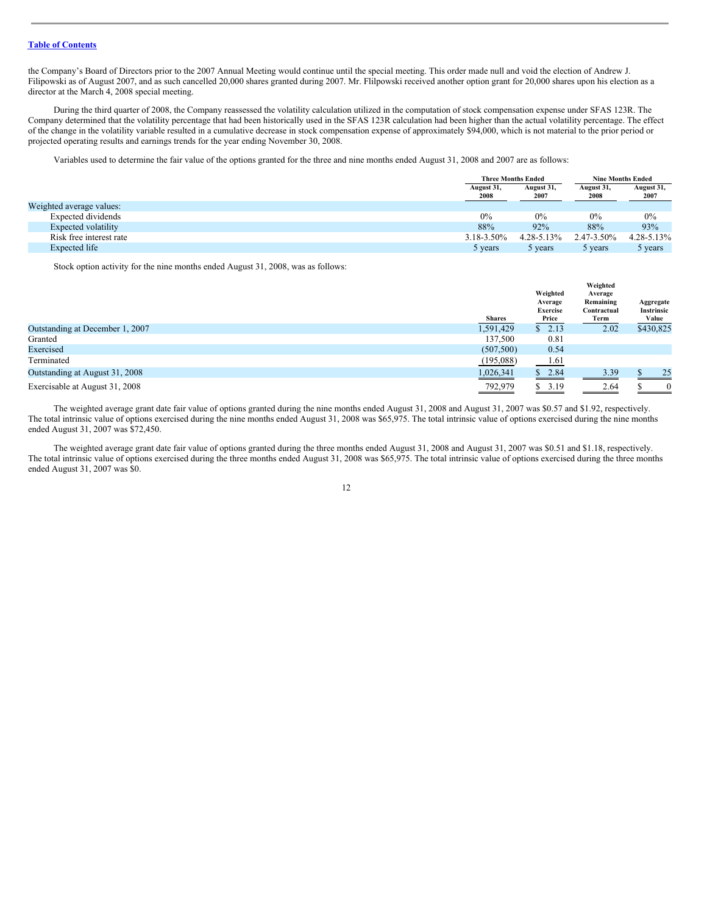the Company's Board of Directors prior to the 2007 Annual Meeting would continue until the special meeting. This order made null and void the election of Andrew J. Filipowski as of August 2007, and as such cancelled 20,000 shares granted during 2007. Mr. Flilpowski received another option grant for 20,000 shares upon his election as a director at the March 4, 2008 special meeting.

During the third quarter of 2008, the Company reassessed the volatility calculation utilized in the computation of stock compensation expense under SFAS 123R. The Company determined that the volatility percentage that had been historically used in the SFAS 123R calculation had been higher than the actual volatility percentage. The effect of the change in the volatility variable resulted in a cumulative decrease in stock compensation expense of approximately $94,000, which is not material to the prior period or projected operating results and earnings trends for the year ending November 30, 2008.

Variables used to determine the fair value of the options granted for the three and nine months ended August 31, 2008 and 2007 are as follows:

| | Three Months Ended | | Nine Months Ended | |
|---|---|---|---|---|
| | August 31, 2008 | August 31, 2007 | August 31, 2008 | August 31, 2007 |
| Weighted average values: | | | | |
| Expected dividends | 0% | 0% | 0% | 0% |
| Expected volatility | 88% | 92% | 88% | 93% |
| Risk free interest rate | 3.18-3.50% | 4.28-5.13% | 2.47-3.50% | 4.28-5.13% |
| Expected life | 5 years | 5 years | 5 years | 5 years |

Stock option activity for the nine months ended August 31, 2008, was as follows:

| | Shares | Weighted Average Exercise Price | Weighted Average Remaining Contractual Term | Aggregate Instrinsic Value |
|---|---|---|---|---|
| Outstanding at December 1, 2007 | 1,591,429 | $ 2.13 | 2.02 | $430,825 |
| Granted | 137,500 | 0.81 | | |
| Exercised | (507,500) | 0.54 | | |
| Terminated | (195,088) | 1.61 | | |
| Outstanding at August 31, 2008 | 1,026,341 | $ 2.84 | 3.39 | $ 25 |
| Exercisable at August 31, 2008 | 792,979 | $ 3.19 | 2.64 | $ 0 |

The weighted average grant date fair value of options granted during the nine months ended August 31, 2008 and August 31, 2007 was $0.57 and $1.92, respectively. The total intrinsic value of options exercised during the nine months ended August 31, 2008 was $65,975. The total intrinsic value of options exercised during the nine months ended August 31, 2007 was $72,450.

The weighted average grant date fair value of options granted during the three months ended August 31, 2008 and August 31, 2007 was $0.51 and $1.18, respectively. The total intrinsic value of options exercised during the three months ended August 31, 2008 was $65,975. The total intrinsic value of options exercised during the three months ended August 31, 2007 was $0.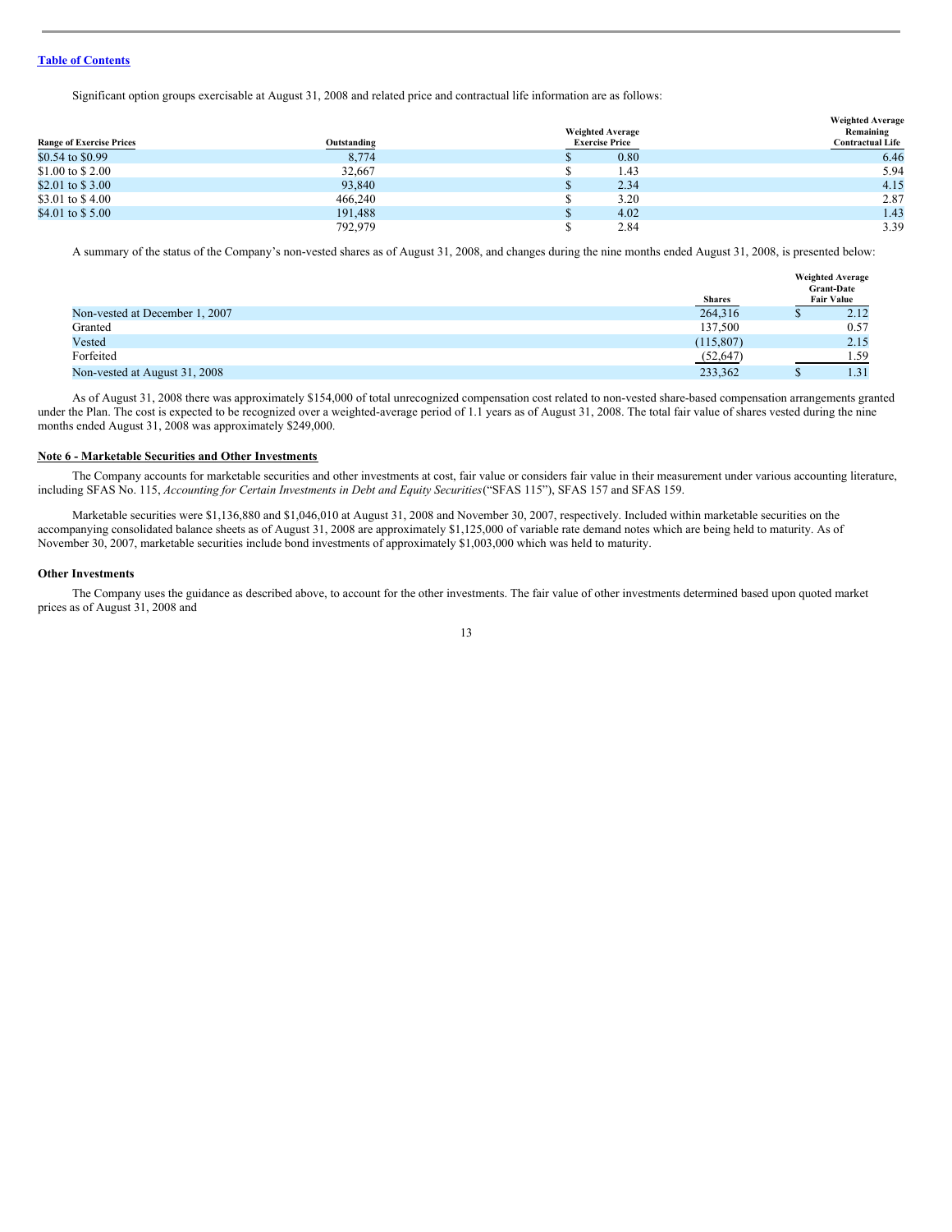[Table of Contents]

Significant option groups exercisable at August 31, 2008 and related price and contractual life information are as follows:

| Range of Exercise Prices | Outstanding | Weighted Average Exercise Price | Weighted Average Remaining Contractual Life |
|---|---|---|---|
| $0.54 to $0.99 | 8,774 | $ 0.80 | 6.46 |
| $1.00 to $ 2.00 | 32,667 | $ 1.43 | 5.94 |
| $2.01 to $ 3.00 | 93,840 | $ 2.34 | 4.15 |
| $3.01 to $ 4.00 | 466,240 | $ 3.20 | 2.87 |
| $4.01 to $ 5.00 | 191,488 | $ 4.02 | 1.43 |
| | 792,979 | $ 2.84 | 3.39 |

A summary of the status of the Company's non-vested shares as of August 31, 2008, and changes during the nine months ended August 31, 2008, is presented below:

| | Shares | Weighted Average Grant-Date Fair Value |
|---|---|---|
| Non-vested at December 1, 2007 | 264,316 | $ 2.12 |
| Granted | 137,500 | 0.57 |
| Vested | (115,807) | 2.15 |
| Forfeited | (52,647) | 1.59 |
| Non-vested at August 31, 2008 | 233,362 | $ 1.31 |

As of August 31, 2008 there was approximately $154,000 of total unrecognized compensation cost related to non-vested share-based compensation arrangements granted under the Plan. The cost is expected to be recognized over a weighted-average period of 1.1 years as of August 31, 2008. The total fair value of shares vested during the nine months ended August 31, 2008 was approximately $249,000.

## Note 6 - Marketable Securities and Other Investments

The Company accounts for marketable securities and other investments at cost, fair value or considers fair value in their measurement under various accounting literature, including SFAS No. 115, *Accounting for Certain Investments in Debt and Equity Securities*("SFAS 115"), SFAS 157 and SFAS 159.

Marketable securities were $1,136,880 and $1,046,010 at August 31, 2008 and November 30, 2007, respectively. Included within marketable securities on the accompanying consolidated balance sheets as of August 31, 2008 are approximately $1,125,000 of variable rate demand notes which are being held to maturity. As of November 30, 2007, marketable securities include bond investments of approximately $1,003,000 which was held to maturity.

### Other Investments

The Company uses the guidance as described above, to account for the other investments. The fair value of other investments determined based upon quoted market prices as of August 31, 2008 and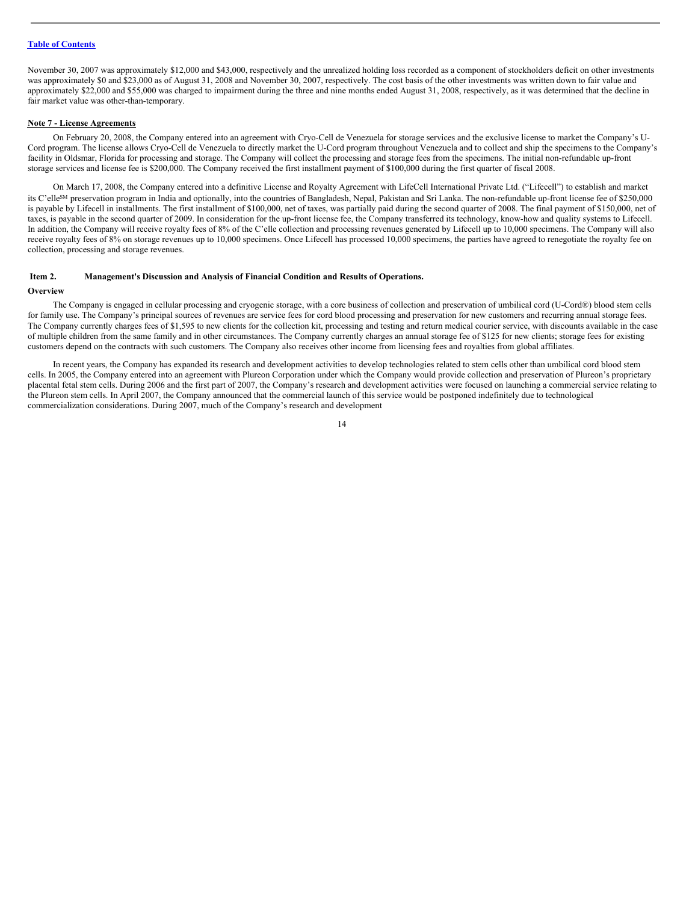November 30, 2007 was approximately $12,000 and $43,000, respectively and the unrealized holding loss recorded as a component of stockholders deficit on other investments was approximately $0 and $23,000 as of August 31, 2008 and November 30, 2007, respectively. The cost basis of the other investments was written down to fair value and approximately $22,000 and $55,000 was charged to impairment during the three and nine months ended August 31, 2008, respectively, as it was determined that the decline in fair market value was other-than-temporary.

**Note 7 - License Agreements**

On February 20, 2008, the Company entered into an agreement with Cryo-Cell de Venezuela for storage services and the exclusive license to market the Company's U-Cord program. The license allows Cryo-Cell de Venezuela to directly market the U-Cord program throughout Venezuela and to collect and ship the specimens to the Company's facility in Oldsmar, Florida for processing and storage. The Company will collect the processing and storage fees from the specimens. The initial non-refundable up-front storage services and license fee is $200,000. The Company received the first installment payment of $100,000 during the first quarter of fiscal 2008.

On March 17, 2008, the Company entered into a definitive License and Royalty Agreement with LifeCell International Private Ltd. ("Lifecell") to establish and market its C'elle[SM] preservation program in India and optionally, into the countries of Bangladesh, Nepal, Pakistan and Sri Lanka. The non-refundable up-front license fee of $250,000 is payable by Lifecell in installments. The first installment of $100,000, net of taxes, was partially paid during the second quarter of 2008. The final payment of $150,000, net of taxes, is payable in the second quarter of 2009. In consideration for the up-front license fee, the Company transferred its technology, know-how and quality systems to Lifecell. In addition, the Company will receive royalty fees of 8% of the C'elle collection and processing revenues generated by Lifecell up to 10,000 specimens. The Company will also receive royalty fees of 8% on storage revenues up to 10,000 specimens. Once Lifecell has processed 10,000 specimens, the parties have agreed to renegotiate the royalty fee on collection, processing and storage revenues.

## Item 2. Management's Discussion and Analysis of Financial Condition and Results of Operations.

**Overview**

The Company is engaged in cellular processing and cryogenic storage, with a core business of collection and preservation of umbilical cord (U-Cord®) blood stem cells for family use. The Company's principal sources of revenues are service fees for cord blood processing and preservation for new customers and recurring annual storage fees. The Company currently charges fees of $1,595 to new clients for the collection kit, processing and testing and return medical courier service, with discounts available in the case of multiple children from the same family and in other circumstances. The Company currently charges an annual storage fee of $125 for new clients; storage fees for existing customers depend on the contracts with such customers. The Company also receives other income from licensing fees and royalties from global affiliates.

In recent years, the Company has expanded its research and development activities to develop technologies related to stem cells other than umbilical cord blood stem cells. In 2005, the Company entered into an agreement with Plureon Corporation under which the Company would provide collection and preservation of Plureon's proprietary placental fetal stem cells. During 2006 and the first part of 2007, the Company's research and development activities were focused on launching a commercial service relating to the Plureon stem cells. In April 2007, the Company announced that the commercial launch of this service would be postponed indefinitely due to technological commercialization considerations. During 2007, much of the Company's research and development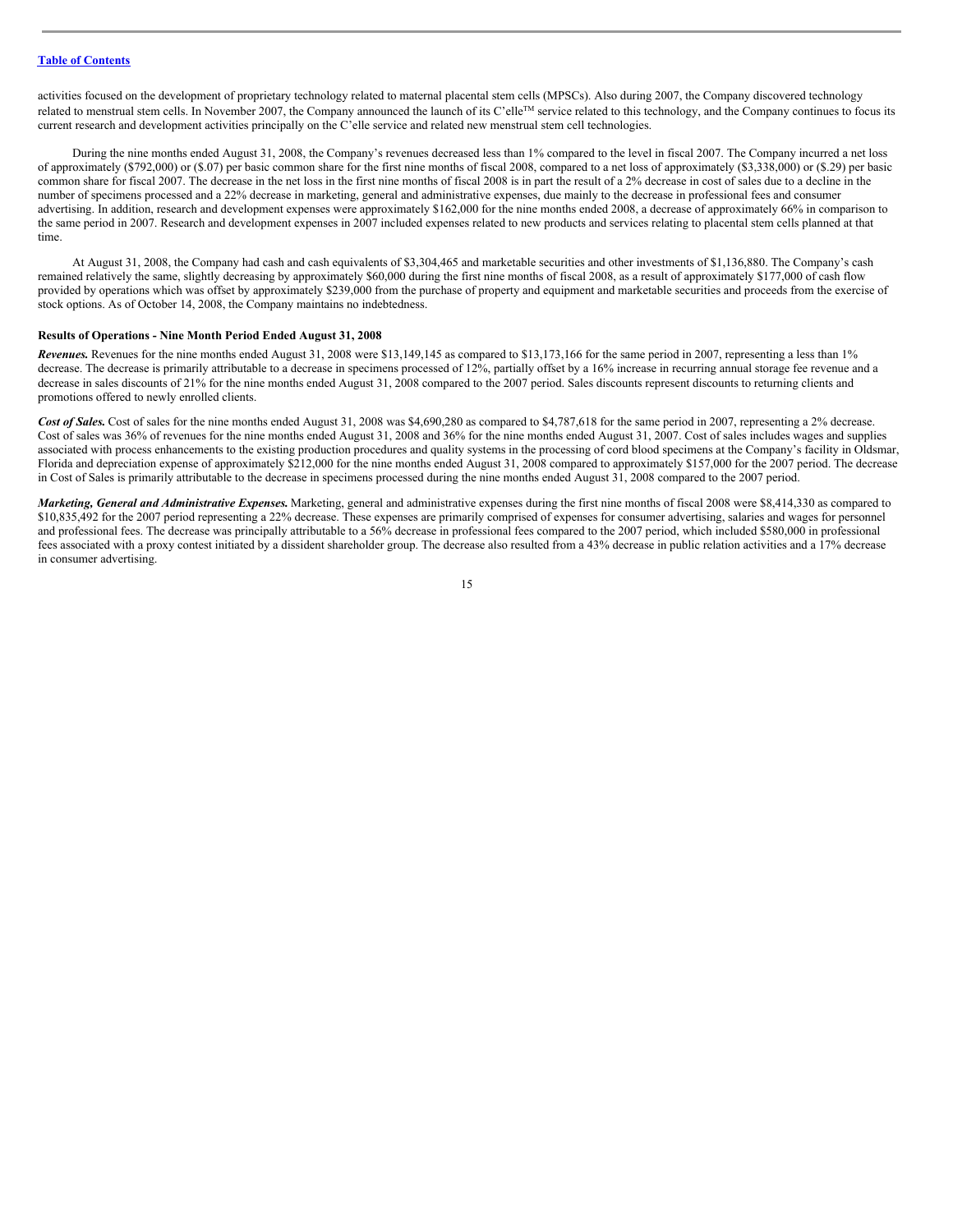activities focused on the development of proprietary technology related to maternal placental stem cells (MPSCs). Also during 2007, the Company discovered technology related to menstrual stem cells. In November 2007, the Company announced the launch of its C'elle™ service related to this technology, and the Company continues to focus its current research and development activities principally on the C'elle service and related new menstrual stem cell technologies.

During the nine months ended August 31, 2008, the Company's revenues decreased less than 1% compared to the level in fiscal 2007. The Company incurred a net loss of approximately ($792,000) or ($.07) per basic common share for the first nine months of fiscal 2008, compared to a net loss of approximately ($3,338,000) or ($.29) per basic common share for fiscal 2007. The decrease in the net loss in the first nine months of fiscal 2008 is in part the result of a 2% decrease in cost of sales due to a decline in the number of specimens processed and a 22% decrease in marketing, general and administrative expenses, due mainly to the decrease in professional fees and consumer advertising. In addition, research and development expenses were approximately $162,000 for the nine months ended 2008, a decrease of approximately 66% in comparison to the same period in 2007. Research and development expenses in 2007 included expenses related to new products and services relating to placental stem cells planned at that time.

At August 31, 2008, the Company had cash and cash equivalents of $3,304,465 and marketable securities and other investments of $1,136,880. The Company's cash remained relatively the same, slightly decreasing by approximately $60,000 during the first nine months of fiscal 2008, as a result of approximately $177,000 of cash flow provided by operations which was offset by approximately $239,000 from the purchase of property and equipment and marketable securities and proceeds from the exercise of stock options. As of October 14, 2008, the Company maintains no indebtedness.

**Results of Operations - Nine Month Period Ended August 31, 2008**

***Revenues.*** Revenues for the nine months ended August 31, 2008 were $13,149,145 as compared to $13,173,166 for the same period in 2007, representing a less than 1% decrease. The decrease is primarily attributable to a decrease in specimens processed of 12%, partially offset by a 16% increase in recurring annual storage fee revenue and a decrease in sales discounts of 21% for the nine months ended August 31, 2008 compared to the 2007 period. Sales discounts represent discounts to returning clients and promotions offered to newly enrolled clients.

***Cost of Sales.*** Cost of sales for the nine months ended August 31, 2008 was $4,690,280 as compared to $4,787,618 for the same period in 2007, representing a 2% decrease. Cost of sales was 36% of revenues for the nine months ended August 31, 2008 and 36% for the nine months ended August 31, 2007. Cost of sales includes wages and supplies associated with process enhancements to the existing production procedures and quality systems in the processing of cord blood specimens at the Company's facility in Oldsmar, Florida and depreciation expense of approximately $212,000 for the nine months ended August 31, 2008 compared to approximately $157,000 for the 2007 period. The decrease in Cost of Sales is primarily attributable to the decrease in specimens processed during the nine months ended August 31, 2008 compared to the 2007 period.

***Marketing, General and Administrative Expenses.*** Marketing, general and administrative expenses during the first nine months of fiscal 2008 were $8,414,330 as compared to $10,835,492 for the 2007 period representing a 22% decrease. These expenses are primarily comprised of expenses for consumer advertising, salaries and wages for personnel and professional fees. The decrease was principally attributable to a 56% decrease in professional fees compared to the 2007 period, which included $580,000 in professional fees associated with a proxy contest initiated by a dissident shareholder group. The decrease also resulted from a 43% decrease in public relation activities and a 17% decrease in consumer advertising.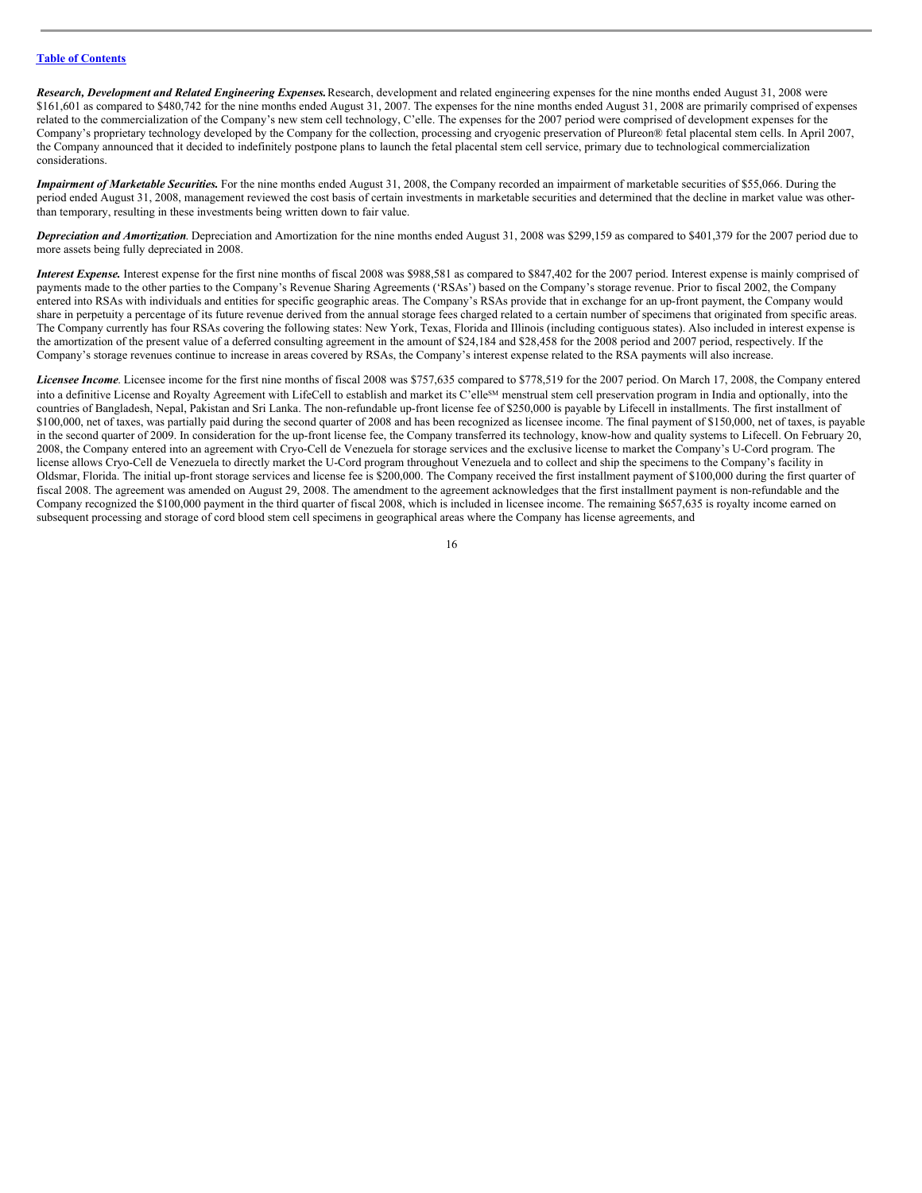[Table of Contents](#)

***Research, Development and Related Engineering Expenses.*** Research, development and related engineering expenses for the nine months ended August 31, 2008 were $161,601 as compared to $480,742 for the nine months ended August 31, 2007. The expenses for the nine months ended August 31, 2008 are primarily comprised of expenses related to the commercialization of the Company's new stem cell technology, C'elle. The expenses for the 2007 period were comprised of development expenses for the Company's proprietary technology developed by the Company for the collection, processing and cryogenic preservation of Plureon® fetal placental stem cells. In April 2007, the Company announced that it decided to indefinitely postpone plans to launch the fetal placental stem cell service, primary due to technological commercialization considerations.

***Impairment of Marketable Securities.*** For the nine months ended August 31, 2008, the Company recorded an impairment of marketable securities of $55,066. During the period ended August 31, 2008, management reviewed the cost basis of certain investments in marketable securities and determined that the decline in market value was other-than temporary, resulting in these investments being written down to fair value.

***Depreciation and Amortization****.* Depreciation and Amortization for the nine months ended August 31, 2008 was $299,159 as compared to $401,379 for the 2007 period due to more assets being fully depreciated in 2008.

***Interest Expense.*** Interest expense for the first nine months of fiscal 2008 was $988,581 as compared to $847,402 for the 2007 period. Interest expense is mainly comprised of payments made to the other parties to the Company's Revenue Sharing Agreements ('RSAs') based on the Company's storage revenue. Prior to fiscal 2002, the Company entered into RSAs with individuals and entities for specific geographic areas. The Company's RSAs provide that in exchange for an up-front payment, the Company would share in perpetuity a percentage of its future revenue derived from the annual storage fees charged related to a certain number of specimens that originated from specific areas. The Company currently has four RSAs covering the following states: New York, Texas, Florida and Illinois (including contiguous states). Also included in interest expense is the amortization of the present value of a deferred consulting agreement in the amount of $24,184 and $28,458 for the 2008 period and 2007 period, respectively. If the Company's storage revenues continue to increase in areas covered by RSAs, the Company's interest expense related to the RSA payments will also increase.

***Licensee Income****.* Licensee income for the first nine months of fiscal 2008 was $757,635 compared to $778,519 for the 2007 period. On March 17, 2008, the Company entered into a definitive License and Royalty Agreement with LifeCell to establish and market its C'elle[SM] menstrual stem cell preservation program in India and optionally, into the countries of Bangladesh, Nepal, Pakistan and Sri Lanka. The non-refundable up-front license fee of $250,000 is payable by Lifecell in installments. The first installment of $100,000, net of taxes, was partially paid during the second quarter of 2008 and has been recognized as licensee income. The final payment of $150,000, net of taxes, is payable in the second quarter of 2009. In consideration for the up-front license fee, the Company transferred its technology, know-how and quality systems to Lifecell. On February 20, 2008, the Company entered into an agreement with Cryo-Cell de Venezuela for storage services and the exclusive license to market the Company's U-Cord program. The license allows Cryo-Cell de Venezuela to directly market the U-Cord program throughout Venezuela and to collect and ship the specimens to the Company's facility in Oldsmar, Florida. The initial up-front storage services and license fee is $200,000. The Company received the first installment payment of $100,000 during the first quarter of fiscal 2008. The agreement was amended on August 29, 2008. The amendment to the agreement acknowledges that the first installment payment is non-refundable and the Company recognized the $100,000 payment in the third quarter of fiscal 2008, which is included in licensee income. The remaining $657,635 is royalty income earned on subsequent processing and storage of cord blood stem cell specimens in geographical areas where the Company has license agreements, and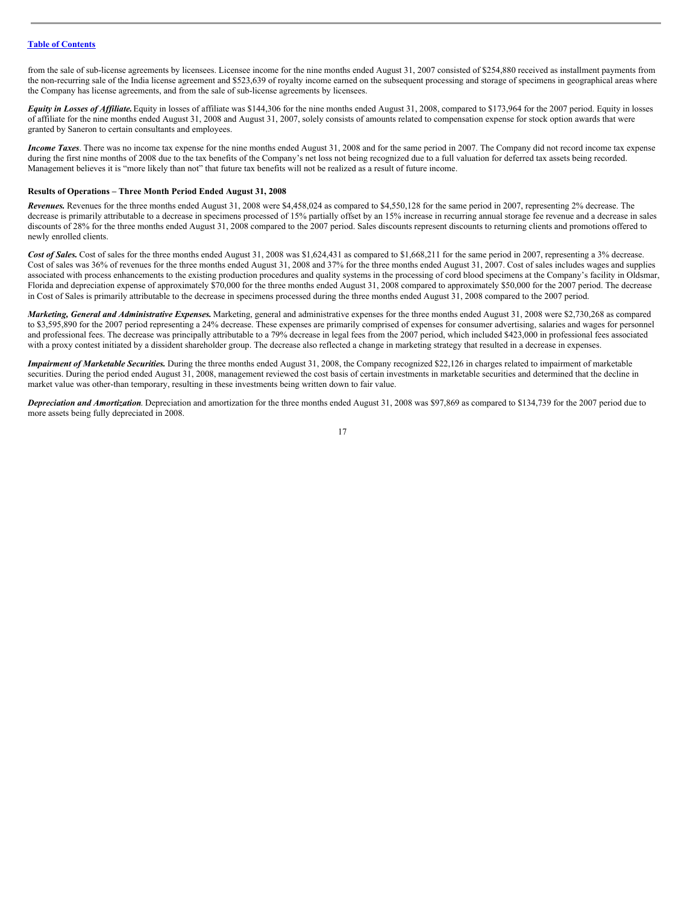from the sale of sub-license agreements by licensees. Licensee income for the nine months ended August 31, 2007 consisted of $254,880 received as installment payments from the non-recurring sale of the India license agreement and $523,639 of royalty income earned on the subsequent processing and storage of specimens in geographical areas where the Company has license agreements, and from the sale of sub-license agreements by licensees.

***Equity in Losses of Affiliate.*** Equity in losses of affiliate was $144,306 for the nine months ended August 31, 2008, compared to $173,964 for the 2007 period. Equity in losses of affiliate for the nine months ended August 31, 2008 and August 31, 2007, solely consists of amounts related to compensation expense for stock option awards that were granted by Saneron to certain consultants and employees.

***Income Taxes***. There was no income tax expense for the nine months ended August 31, 2008 and for the same period in 2007. The Company did not record income tax expense during the first nine months of 2008 due to the tax benefits of the Company's net loss not being recognized due to a full valuation for deferred tax assets being recorded. Management believes it is "more likely than not" that future tax benefits will not be realized as a result of future income.

**Results of Operations – Three Month Period Ended August 31, 2008**

***Revenues.*** Revenues for the three months ended August 31, 2008 were $4,458,024 as compared to $4,550,128 for the same period in 2007, representing 2% decrease. The decrease is primarily attributable to a decrease in specimens processed of 15% partially offset by an 15% increase in recurring annual storage fee revenue and a decrease in sales discounts of 28% for the three months ended August 31, 2008 compared to the 2007 period. Sales discounts represent discounts to returning clients and promotions offered to newly enrolled clients.

***Cost of Sales.*** Cost of sales for the three months ended August 31, 2008 was $1,624,431 as compared to $1,668,211 for the same period in 2007, representing a 3% decrease. Cost of sales was 36% of revenues for the three months ended August 31, 2008 and 37% for the three months ended August 31, 2007. Cost of sales includes wages and supplies associated with process enhancements to the existing production procedures and quality systems in the processing of cord blood specimens at the Company's facility in Oldsmar, Florida and depreciation expense of approximately $70,000 for the three months ended August 31, 2008 compared to approximately $50,000 for the 2007 period. The decrease in Cost of Sales is primarily attributable to the decrease in specimens processed during the three months ended August 31, 2008 compared to the 2007 period.

***Marketing, General and Administrative Expenses.*** Marketing, general and administrative expenses for the three months ended August 31, 2008 were $2,730,268 as compared to $3,595,890 for the 2007 period representing a 24% decrease. These expenses are primarily comprised of expenses for consumer advertising, salaries and wages for personnel and professional fees. The decrease was principally attributable to a 79% decrease in legal fees from the 2007 period, which included $423,000 in professional fees associated with a proxy contest initiated by a dissident shareholder group. The decrease also reflected a change in marketing strategy that resulted in a decrease in expenses.

***Impairment of Marketable Securities.*** During the three months ended August 31, 2008, the Company recognized $22,126 in charges related to impairment of marketable securities. During the period ended August 31, 2008, management reviewed the cost basis of certain investments in marketable securities and determined that the decline in market value was other-than temporary, resulting in these investments being written down to fair value.

***Depreciation and Amortization***. Depreciation and amortization for the three months ended August 31, 2008 was $97,869 as compared to $134,739 for the 2007 period due to more assets being fully depreciated in 2008.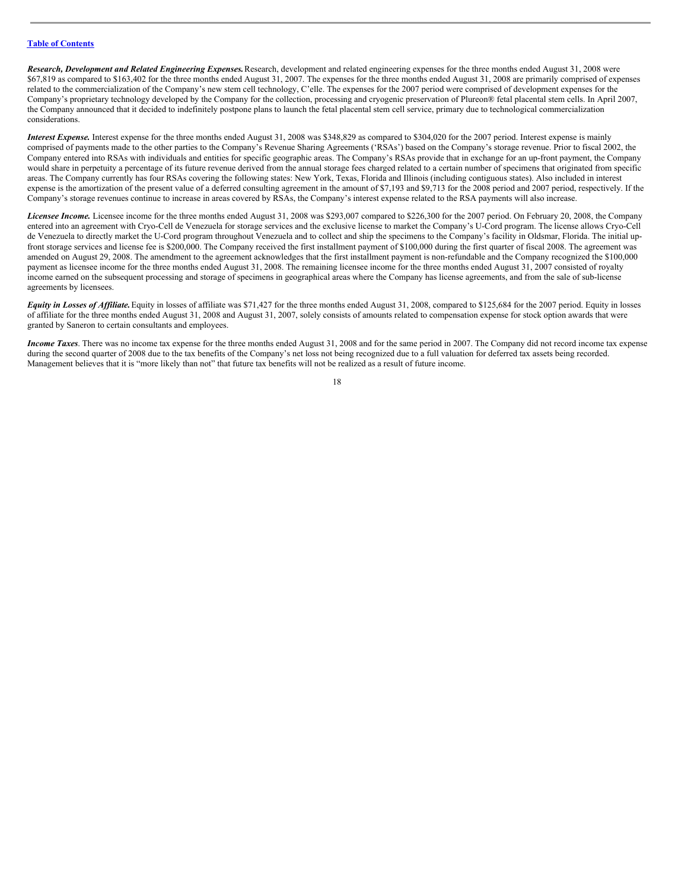[Table of Contents](#)

***Research, Development and Related Engineering Expenses.*** Research, development and related engineering expenses for the three months ended August 31, 2008 were $67,819 as compared to $163,402 for the three months ended August 31, 2007. The expenses for the three months ended August 31, 2008 are primarily comprised of expenses related to the commercialization of the Company's new stem cell technology, C'elle. The expenses for the 2007 period were comprised of development expenses for the Company's proprietary technology developed by the Company for the collection, processing and cryogenic preservation of Plureon® fetal placental stem cells. In April 2007, the Company announced that it decided to indefinitely postpone plans to launch the fetal placental stem cell service, primary due to technological commercialization considerations.

***Interest Expense.*** Interest expense for the three months ended August 31, 2008 was $348,829 as compared to $304,020 for the 2007 period. Interest expense is mainly comprised of payments made to the other parties to the Company's Revenue Sharing Agreements ('RSAs') based on the Company's storage revenue. Prior to fiscal 2002, the Company entered into RSAs with individuals and entities for specific geographic areas. The Company's RSAs provide that in exchange for an up-front payment, the Company would share in perpetuity a percentage of its future revenue derived from the annual storage fees charged related to a certain number of specimens that originated from specific areas. The Company currently has four RSAs covering the following states: New York, Texas, Florida and Illinois (including contiguous states). Also included in interest expense is the amortization of the present value of a deferred consulting agreement in the amount of $7,193 and $9,713 for the 2008 period and 2007 period, respectively. If the Company's storage revenues continue to increase in areas covered by RSAs, the Company's interest expense related to the RSA payments will also increase.

***Licensee Income.*** Licensee income for the three months ended August 31, 2008 was $293,007 compared to $226,300 for the 2007 period. On February 20, 2008, the Company entered into an agreement with Cryo-Cell de Venezuela for storage services and the exclusive license to market the Company's U-Cord program. The license allows Cryo-Cell de Venezuela to directly market the U-Cord program throughout Venezuela and to collect and ship the specimens to the Company's facility in Oldsmar, Florida. The initial up-front storage services and license fee is $200,000. The Company received the first installment payment of $100,000 during the first quarter of fiscal 2008. The agreement was amended on August 29, 2008. The amendment to the agreement acknowledges that the first installment payment is non-refundable and the Company recognized the $100,000 payment as licensee income for the three months ended August 31, 2008. The remaining licensee income for the three months ended August 31, 2007 consisted of royalty income earned on the subsequent processing and storage of specimens in geographical areas where the Company has license agreements, and from the sale of sub-license agreements by licensees.

***Equity in Losses of Affiliate.*** Equity in losses of affiliate was $71,427 for the three months ended August 31, 2008, compared to $125,684 for the 2007 period. Equity in losses of affiliate for the three months ended August 31, 2008 and August 31, 2007, solely consists of amounts related to compensation expense for stock option awards that were granted by Saneron to certain consultants and employees.

***Income Taxes***. There was no income tax expense for the three months ended August 31, 2008 and for the same period in 2007. The Company did not record income tax expense during the second quarter of 2008 due to the tax benefits of the Company's net loss not being recognized due to a full valuation for deferred tax assets being recorded. Management believes that it is "more likely than not" that future tax benefits will not be realized as a result of future income.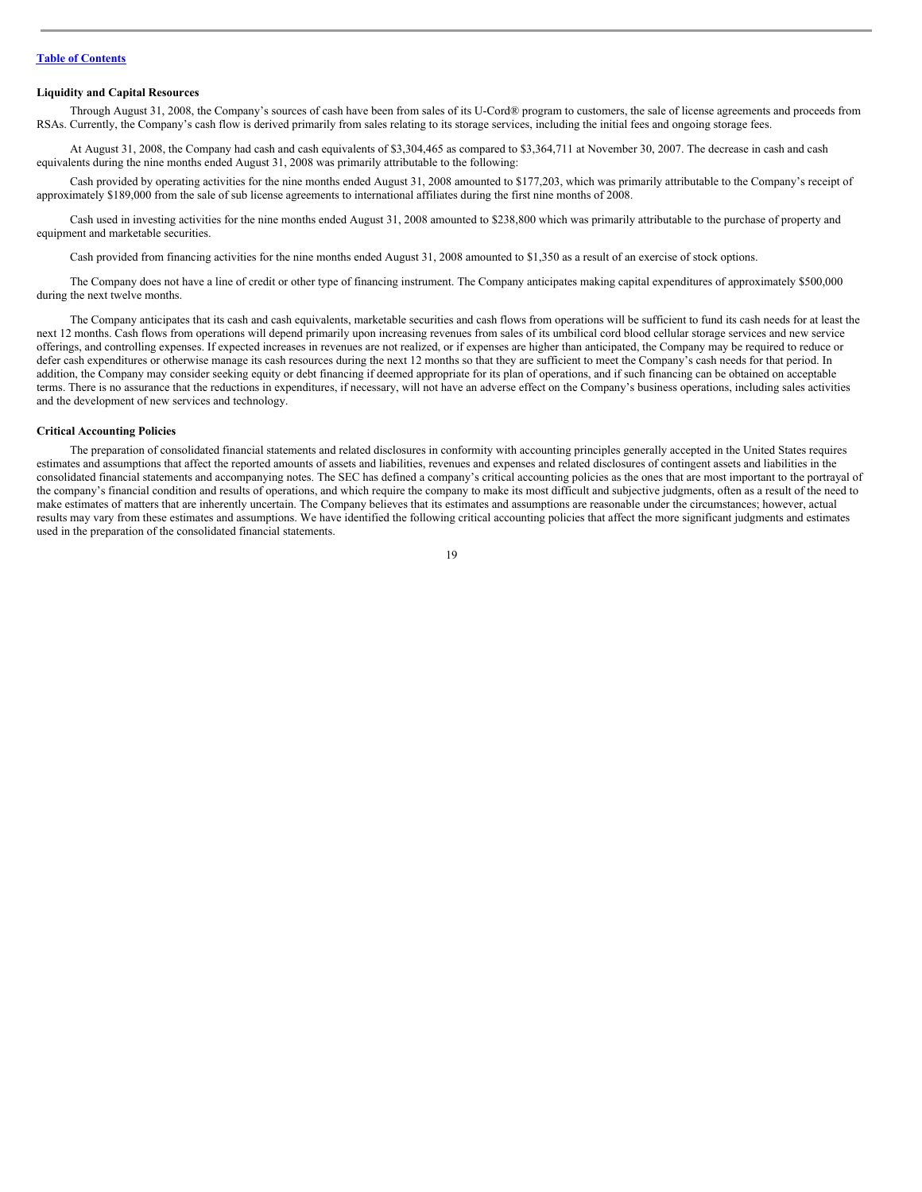### Liquidity and Capital Resources

Through August 31, 2008, the Company's sources of cash have been from sales of its U-Cord® program to customers, the sale of license agreements and proceeds from RSAs. Currently, the Company's cash flow is derived primarily from sales relating to its storage services, including the initial fees and ongoing storage fees.

At August 31, 2008, the Company had cash and cash equivalents of $3,304,465 as compared to $3,364,711 at November 30, 2007. The decrease in cash and cash equivalents during the nine months ended August 31, 2008 was primarily attributable to the following:

Cash provided by operating activities for the nine months ended August 31, 2008 amounted to $177,203, which was primarily attributable to the Company's receipt of approximately $189,000 from the sale of sub license agreements to international affiliates during the first nine months of 2008.

Cash used in investing activities for the nine months ended August 31, 2008 amounted to $238,800 which was primarily attributable to the purchase of property and equipment and marketable securities.

Cash provided from financing activities for the nine months ended August 31, 2008 amounted to $1,350 as a result of an exercise of stock options.

The Company does not have a line of credit or other type of financing instrument. The Company anticipates making capital expenditures of approximately $500,000 during the next twelve months.

The Company anticipates that its cash and cash equivalents, marketable securities and cash flows from operations will be sufficient to fund its cash needs for at least the next 12 months. Cash flows from operations will depend primarily upon increasing revenues from sales of its umbilical cord blood cellular storage services and new service offerings, and controlling expenses. If expected increases in revenues are not realized, or if expenses are higher than anticipated, the Company may be required to reduce or defer cash expenditures or otherwise manage its cash resources during the next 12 months so that they are sufficient to meet the Company's cash needs for that period. In addition, the Company may consider seeking equity or debt financing if deemed appropriate for its plan of operations, and if such financing can be obtained on acceptable terms. There is no assurance that the reductions in expenditures, if necessary, will not have an adverse effect on the Company's business operations, including sales activities and the development of new services and technology.

### Critical Accounting Policies

The preparation of consolidated financial statements and related disclosures in conformity with accounting principles generally accepted in the United States requires estimates and assumptions that affect the reported amounts of assets and liabilities, revenues and expenses and related disclosures of contingent assets and liabilities in the consolidated financial statements and accompanying notes. The SEC has defined a company's critical accounting policies as the ones that are most important to the portrayal of the company's financial condition and results of operations, and which require the company to make its most difficult and subjective judgments, often as a result of the need to make estimates of matters that are inherently uncertain. The Company believes that its estimates and assumptions are reasonable under the circumstances; however, actual results may vary from these estimates and assumptions. We have identified the following critical accounting policies that affect the more significant judgments and estimates used in the preparation of the consolidated financial statements.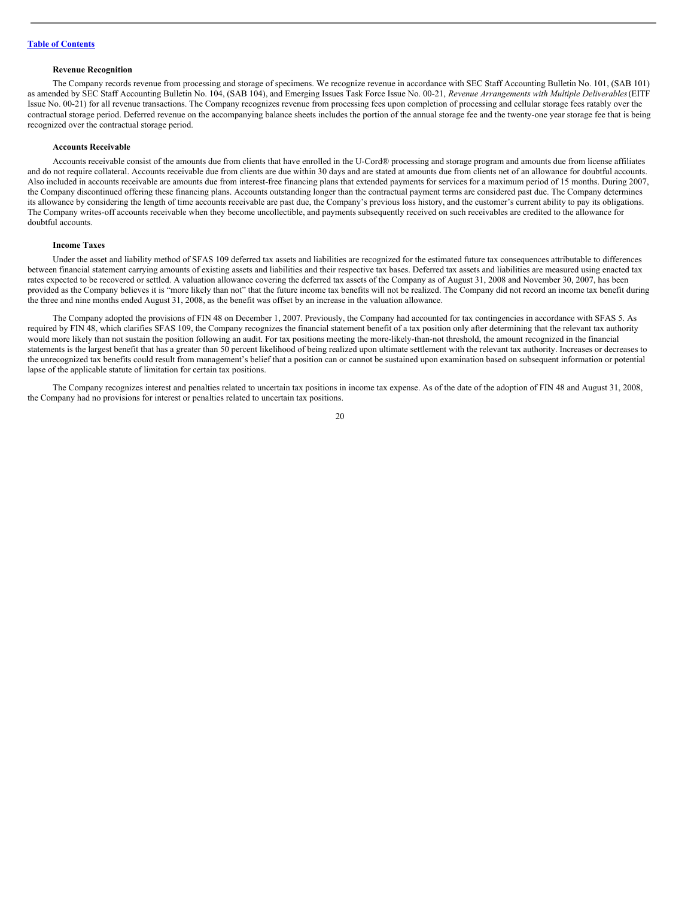#### Revenue Recognition

The Company records revenue from processing and storage of specimens. We recognize revenue in accordance with SEC Staff Accounting Bulletin No. 101, (SAB 101) as amended by SEC Staff Accounting Bulletin No. 104, (SAB 104), and Emerging Issues Task Force Issue No. 00-21, *Revenue Arrangements with Multiple Deliverables* (EITF Issue No. 00-21) for all revenue transactions. The Company recognizes revenue from processing fees upon completion of processing and cellular storage fees ratably over the contractual storage period. Deferred revenue on the accompanying balance sheets includes the portion of the annual storage fee and the twenty-one year storage fee that is being recognized over the contractual storage period.

#### Accounts Receivable

Accounts receivable consist of the amounts due from clients that have enrolled in the U-Cord® processing and storage program and amounts due from license affiliates and do not require collateral. Accounts receivable due from clients are due within 30 days and are stated at amounts due from clients net of an allowance for doubtful accounts. Also included in accounts receivable are amounts due from interest-free financing plans that extended payments for services for a maximum period of 15 months. During 2007, the Company discontinued offering these financing plans. Accounts outstanding longer than the contractual payment terms are considered past due. The Company determines its allowance by considering the length of time accounts receivable are past due, the Company's previous loss history, and the customer's current ability to pay its obligations. The Company writes-off accounts receivable when they become uncollectible, and payments subsequently received on such receivables are credited to the allowance for doubtful accounts.

#### Income Taxes

Under the asset and liability method of SFAS 109 deferred tax assets and liabilities are recognized for the estimated future tax consequences attributable to differences between financial statement carrying amounts of existing assets and liabilities and their respective tax bases. Deferred tax assets and liabilities are measured using enacted tax rates expected to be recovered or settled. A valuation allowance covering the deferred tax assets of the Company as of August 31, 2008 and November 30, 2007, has been provided as the Company believes it is "more likely than not" that the future income tax benefits will not be realized. The Company did not record an income tax benefit during the three and nine months ended August 31, 2008, as the benefit was offset by an increase in the valuation allowance.

The Company adopted the provisions of FIN 48 on December 1, 2007. Previously, the Company had accounted for tax contingencies in accordance with SFAS 5. As required by FIN 48, which clarifies SFAS 109, the Company recognizes the financial statement benefit of a tax position only after determining that the relevant tax authority would more likely than not sustain the position following an audit. For tax positions meeting the more-likely-than-not threshold, the amount recognized in the financial statements is the largest benefit that has a greater than 50 percent likelihood of being realized upon ultimate settlement with the relevant tax authority. Increases or decreases to the unrecognized tax benefits could result from management's belief that a position can or cannot be sustained upon examination based on subsequent information or potential lapse of the applicable statute of limitation for certain tax positions.

The Company recognizes interest and penalties related to uncertain tax positions in income tax expense. As of the date of the adoption of FIN 48 and August 31, 2008, the Company had no provisions for interest or penalties related to uncertain tax positions.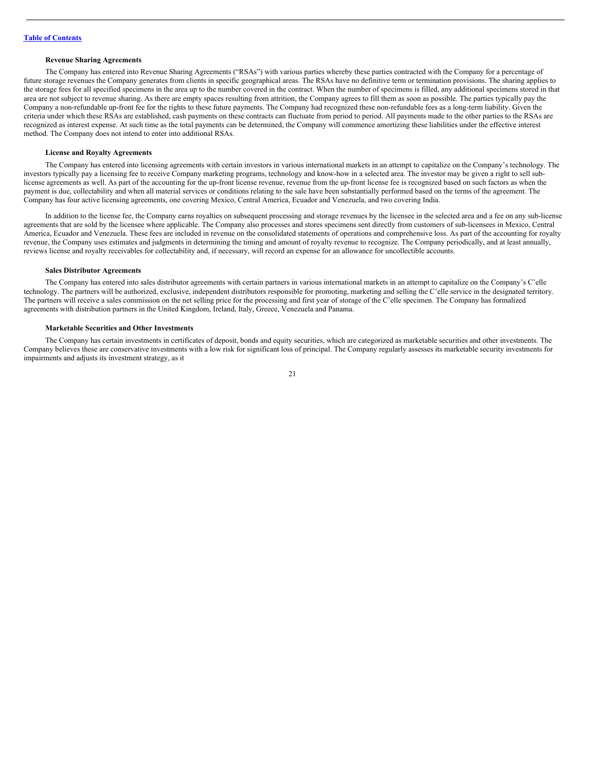#### Revenue Sharing Agreements

The Company has entered into Revenue Sharing Agreements ("RSAs") with various parties whereby these parties contracted with the Company for a percentage of future storage revenues the Company generates from clients in specific geographical areas. The RSAs have no definitive term or termination provisions. The sharing applies to the storage fees for all specified specimens in the area up to the number covered in the contract. When the number of specimens is filled, any additional specimens stored in that area are not subject to revenue sharing. As there are empty spaces resulting from attrition, the Company agrees to fill them as soon as possible. The parties typically pay the Company a non-refundable up-front fee for the rights to these future payments. The Company had recognized these non-refundable fees as a long-term liability. Given the criteria under which these RSAs are established, cash payments on these contracts can fluctuate from period to period. All payments made to the other parties to the RSAs are recognized as interest expense. At such time as the total payments can be determined, the Company will commence amortizing these liabilities under the effective interest method. The Company does not intend to enter into additional RSAs.

#### License and Royalty Agreements

The Company has entered into licensing agreements with certain investors in various international markets in an attempt to capitalize on the Company's technology. The investors typically pay a licensing fee to receive Company marketing programs, technology and know-how in a selected area. The investor may be given a right to sell sub-license agreements as well. As part of the accounting for the up-front license revenue, revenue from the up-front license fee is recognized based on such factors as when the payment is due, collectability and when all material services or conditions relating to the sale have been substantially performed based on the terms of the agreement. The Company has four active licensing agreements, one covering Mexico, Central America, Ecuador and Venezuela, and two covering India.

In addition to the license fee, the Company earns royalties on subsequent processing and storage revenues by the licensee in the selected area and a fee on any sub-license agreements that are sold by the licensee where applicable. The Company also processes and stores specimens sent directly from customers of sub-licensees in Mexico, Central America, Ecuador and Venezuela. These fees are included in revenue on the consolidated statements of operations and comprehensive loss. As part of the accounting for royalty revenue, the Company uses estimates and judgments in determining the timing and amount of royalty revenue to recognize. The Company periodically, and at least annually, reviews license and royalty receivables for collectability and, if necessary, will record an expense for an allowance for uncollectible accounts.

#### Sales Distributor Agreements

The Company has entered into sales distributor agreements with certain partners in various international markets in an attempt to capitalize on the Company's C'elle technology. The partners will be authorized, exclusive, independent distributors responsible for promoting, marketing and selling the C'elle service in the designated territory. The partners will receive a sales commission on the net selling price for the processing and first year of storage of the C'elle specimen. The Company has formalized agreements with distribution partners in the United Kingdom, Ireland, Italy, Greece, Venezuela and Panama.

#### Marketable Securities and Other Investments

The Company has certain investments in certificates of deposit, bonds and equity securities, which are categorized as marketable securities and other investments. The Company believes these are conservative investments with a low risk for significant loss of principal. The Company regularly assesses its marketable security investments for impairments and adjusts its investment strategy, as it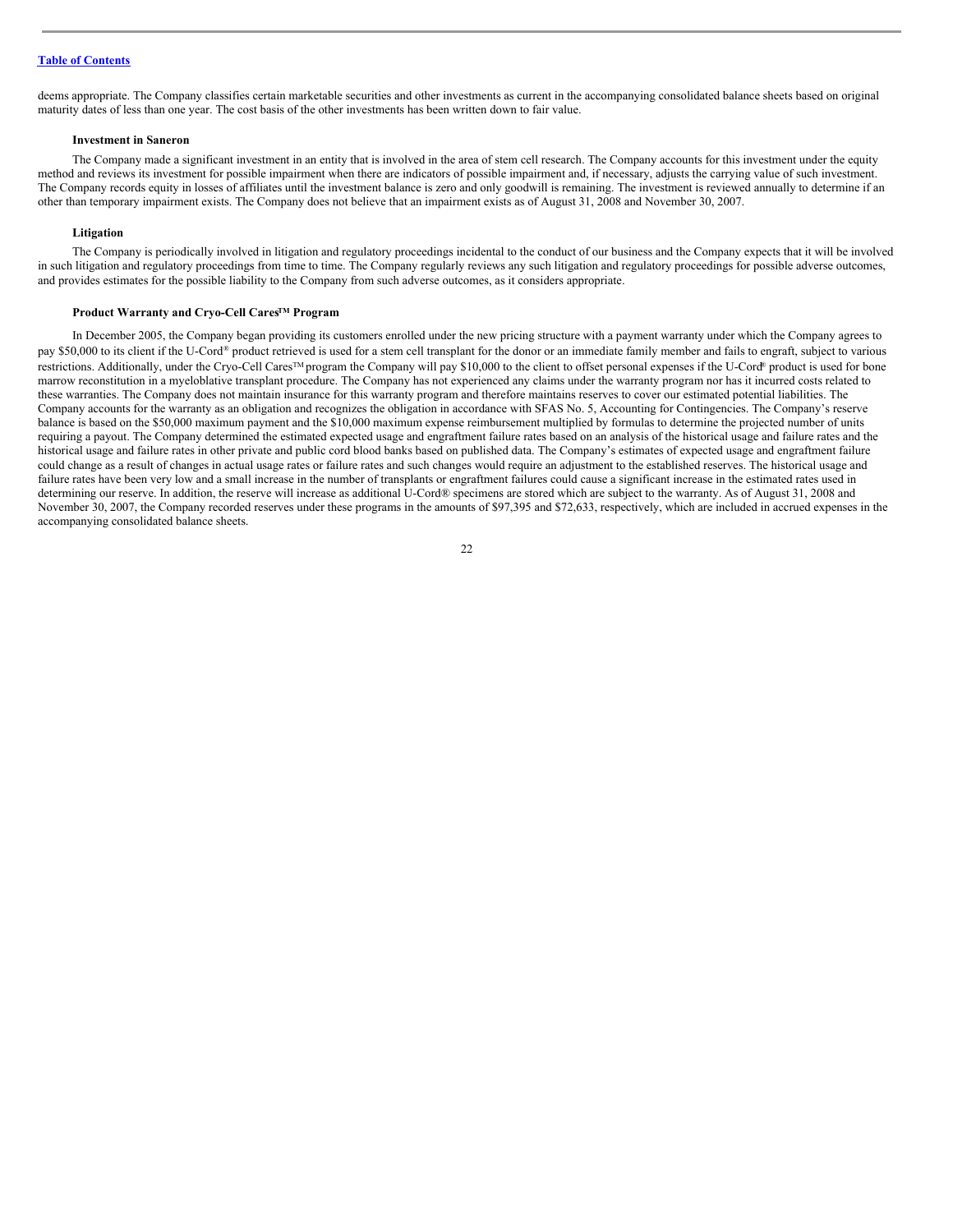deems appropriate. The Company classifies certain marketable securities and other investments as current in the accompanying consolidated balance sheets based on original maturity dates of less than one year. The cost basis of the other investments has been written down to fair value.

### Investment in Saneron

The Company made a significant investment in an entity that is involved in the area of stem cell research. The Company accounts for this investment under the equity method and reviews its investment for possible impairment when there are indicators of possible impairment and, if necessary, adjusts the carrying value of such investment. The Company records equity in losses of affiliates until the investment balance is zero and only goodwill is remaining. The investment is reviewed annually to determine if an other than temporary impairment exists. The Company does not believe that an impairment exists as of August 31, 2008 and November 30, 2007.

### Litigation

The Company is periodically involved in litigation and regulatory proceedings incidental to the conduct of our business and the Company expects that it will be involved in such litigation and regulatory proceedings from time to time. The Company regularly reviews any such litigation and regulatory proceedings for possible adverse outcomes, and provides estimates for the possible liability to the Company from such adverse outcomes, as it considers appropriate.

### Product Warranty and Cryo-Cell Cares™ Program

In December 2005, the Company began providing its customers enrolled under the new pricing structure with a payment warranty under which the Company agrees to pay $50,000 to its client if the U-Cord® product retrieved is used for a stem cell transplant for the donor or an immediate family member and fails to engraft, subject to various restrictions. Additionally, under the Cryo-Cell Cares™ program the Company will pay $10,000 to the client to offset personal expenses if the U-Cord® product is used for bone marrow reconstitution in a myeloblative transplant procedure. The Company has not experienced any claims under the warranty program nor has it incurred costs related to these warranties. The Company does not maintain insurance for this warranty program and therefore maintains reserves to cover our estimated potential liabilities. The Company accounts for the warranty as an obligation and recognizes the obligation in accordance with SFAS No. 5, Accounting for Contingencies. The Company's reserve balance is based on the $50,000 maximum payment and the $10,000 maximum expense reimbursement multiplied by formulas to determine the projected number of units requiring a payout. The Company determined the estimated expected usage and engraftment failure rates based on an analysis of the historical usage and failure rates and the historical usage and failure rates in other private and public cord blood banks based on published data. The Company's estimates of expected usage and engraftment failure could change as a result of changes in actual usage rates or failure rates and such changes would require an adjustment to the established reserves. The historical usage and failure rates have been very low and a small increase in the number of transplants or engraftment failures could cause a significant increase in the estimated rates used in determining our reserve. In addition, the reserve will increase as additional U-Cord® specimens are stored which are subject to the warranty. As of August 31, 2008 and November 30, 2007, the Company recorded reserves under these programs in the amounts of $97,395 and $72,633, respectively, which are included in accrued expenses in the accompanying consolidated balance sheets.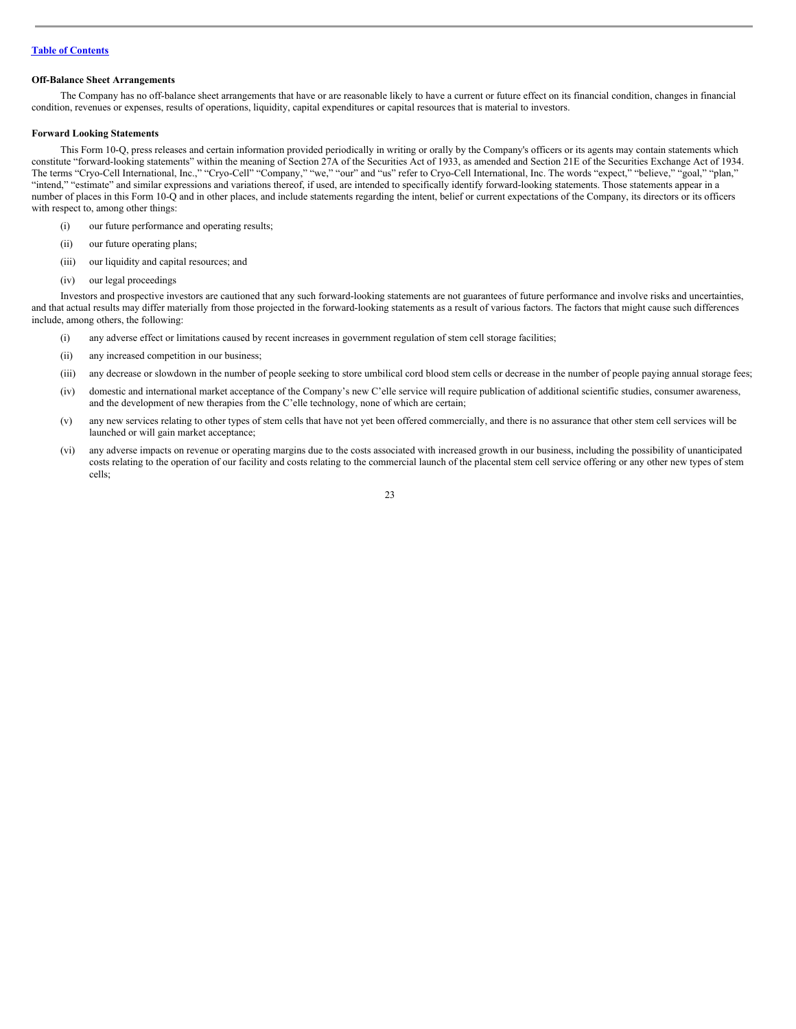**Off-Balance Sheet Arrangements**

The Company has no off-balance sheet arrangements that have or are reasonable likely to have a current or future effect on its financial condition, changes in financial condition, revenues or expenses, results of operations, liquidity, capital expenditures or capital resources that is material to investors.

**Forward Looking Statements**

This Form 10-Q, press releases and certain information provided periodically in writing or orally by the Company's officers or its agents may contain statements which constitute "forward-looking statements" within the meaning of Section 27A of the Securities Act of 1933, as amended and Section 21E of the Securities Exchange Act of 1934. The terms "Cryo-Cell International, Inc.," "Cryo-Cell" "Company," "we," "our" and "us" refer to Cryo-Cell International, Inc. The words "expect," "believe," "goal," "plan," "intend," "estimate" and similar expressions and variations thereof, if used, are intended to specifically identify forward-looking statements. Those statements appear in a number of places in this Form 10-Q and in other places, and include statements regarding the intent, belief or current expectations of the Company, its directors or its officers with respect to, among other things:

(i) our future performance and operating results;

(ii) our future operating plans;

(iii) our liquidity and capital resources; and

(iv) our legal proceedings

Investors and prospective investors are cautioned that any such forward-looking statements are not guarantees of future performance and involve risks and uncertainties, and that actual results may differ materially from those projected in the forward-looking statements as a result of various factors. The factors that might cause such differences include, among others, the following:

(i) any adverse effect or limitations caused by recent increases in government regulation of stem cell storage facilities;

(ii) any increased competition in our business;

(iii) any decrease or slowdown in the number of people seeking to store umbilical cord blood stem cells or decrease in the number of people paying annual storage fees;

(iv) domestic and international market acceptance of the Company's new C'elle service will require publication of additional scientific studies, consumer awareness, and the development of new therapies from the C'elle technology, none of which are certain;

(v) any new services relating to other types of stem cells that have not yet been offered commercially, and there is no assurance that other stem cell services will be launched or will gain market acceptance;

(vi) any adverse impacts on revenue or operating margins due to the costs associated with increased growth in our business, including the possibility of unanticipated costs relating to the operation of our facility and costs relating to the commercial launch of the placental stem cell service offering or any other new types of stem cells;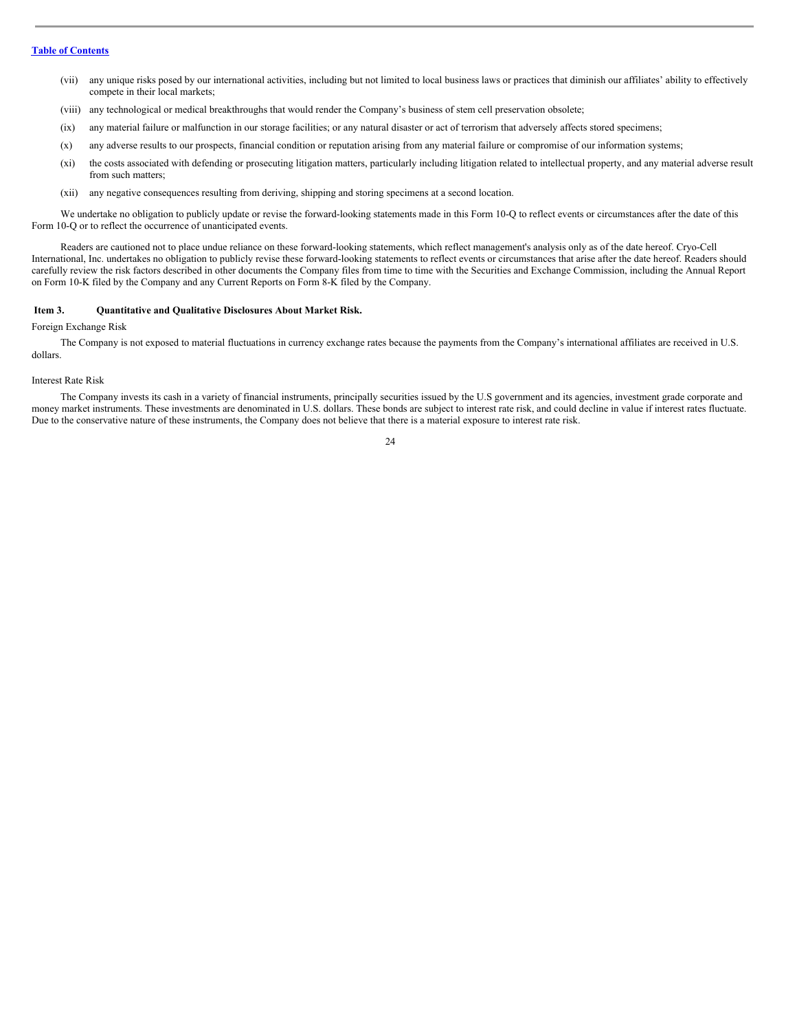(vii) any unique risks posed by our international activities, including but not limited to local business laws or practices that diminish our affiliates' ability to effectively compete in their local markets;

(viii) any technological or medical breakthroughs that would render the Company's business of stem cell preservation obsolete;

(ix) any material failure or malfunction in our storage facilities; or any natural disaster or act of terrorism that adversely affects stored specimens;

(x) any adverse results to our prospects, financial condition or reputation arising from any material failure or compromise of our information systems;

(xi) the costs associated with defending or prosecuting litigation matters, particularly including litigation related to intellectual property, and any material adverse result from such matters;

(xii) any negative consequences resulting from deriving, shipping and storing specimens at a second location.

We undertake no obligation to publicly update or revise the forward-looking statements made in this Form 10-Q to reflect events or circumstances after the date of this Form 10-Q or to reflect the occurrence of unanticipated events.

Readers are cautioned not to place undue reliance on these forward-looking statements, which reflect management's analysis only as of the date hereof. Cryo-Cell International, Inc. undertakes no obligation to publicly revise these forward-looking statements to reflect events or circumstances that arise after the date hereof. Readers should carefully review the risk factors described in other documents the Company files from time to time with the Securities and Exchange Commission, including the Annual Report on Form 10-K filed by the Company and any Current Reports on Form 8-K filed by the Company.

## Item 3. Quantitative and Qualitative Disclosures About Market Risk.

Foreign Exchange Risk

The Company is not exposed to material fluctuations in currency exchange rates because the payments from the Company's international affiliates are received in U.S. dollars.

Interest Rate Risk

The Company invests its cash in a variety of financial instruments, principally securities issued by the U.S government and its agencies, investment grade corporate and money market instruments. These investments are denominated in U.S. dollars. These bonds are subject to interest rate risk, and could decline in value if interest rates fluctuate. Due to the conservative nature of these instruments, the Company does not believe that there is a material exposure to interest rate risk.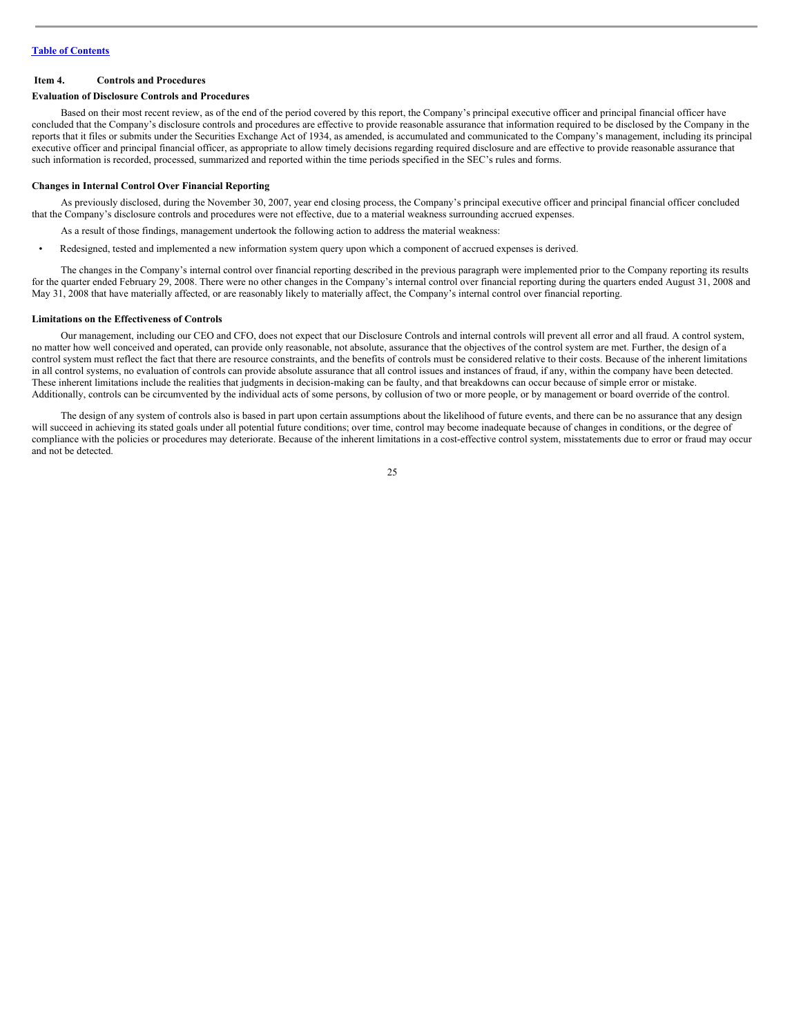## Item 4. Controls and Procedures

### Evaluation of Disclosure Controls and Procedures

Based on their most recent review, as of the end of the period covered by this report, the Company's principal executive officer and principal financial officer have concluded that the Company's disclosure controls and procedures are effective to provide reasonable assurance that information required to be disclosed by the Company in the reports that it files or submits under the Securities Exchange Act of 1934, as amended, is accumulated and communicated to the Company's management, including its principal executive officer and principal financial officer, as appropriate to allow timely decisions regarding required disclosure and are effective to provide reasonable assurance that such information is recorded, processed, summarized and reported within the time periods specified in the SEC's rules and forms.

### Changes in Internal Control Over Financial Reporting

As previously disclosed, during the November 30, 2007, year end closing process, the Company's principal executive officer and principal financial officer concluded that the Company's disclosure controls and procedures were not effective, due to a material weakness surrounding accrued expenses.

As a result of those findings, management undertook the following action to address the material weakness:

- Redesigned, tested and implemented a new information system query upon which a component of accrued expenses is derived.

The changes in the Company's internal control over financial reporting described in the previous paragraph were implemented prior to the Company reporting its results for the quarter ended February 29, 2008. There were no other changes in the Company's internal control over financial reporting during the quarters ended August 31, 2008 and May 31, 2008 that have materially affected, or are reasonably likely to materially affect, the Company's internal control over financial reporting.

### Limitations on the Effectiveness of Controls

Our management, including our CEO and CFO, does not expect that our Disclosure Controls and internal controls will prevent all error and all fraud. A control system, no matter how well conceived and operated, can provide only reasonable, not absolute, assurance that the objectives of the control system are met. Further, the design of a control system must reflect the fact that there are resource constraints, and the benefits of controls must be considered relative to their costs. Because of the inherent limitations in all control systems, no evaluation of controls can provide absolute assurance that all control issues and instances of fraud, if any, within the company have been detected. These inherent limitations include the realities that judgments in decision-making can be faulty, and that breakdowns can occur because of simple error or mistake. Additionally, controls can be circumvented by the individual acts of some persons, by collusion of two or more people, or by management or board override of the control.

The design of any system of controls also is based in part upon certain assumptions about the likelihood of future events, and there can be no assurance that any design will succeed in achieving its stated goals under all potential future conditions; over time, control may become inadequate because of changes in conditions, or the degree of compliance with the policies or procedures may deteriorate. Because of the inherent limitations in a cost-effective control system, misstatements due to error or fraud may occur and not be detected.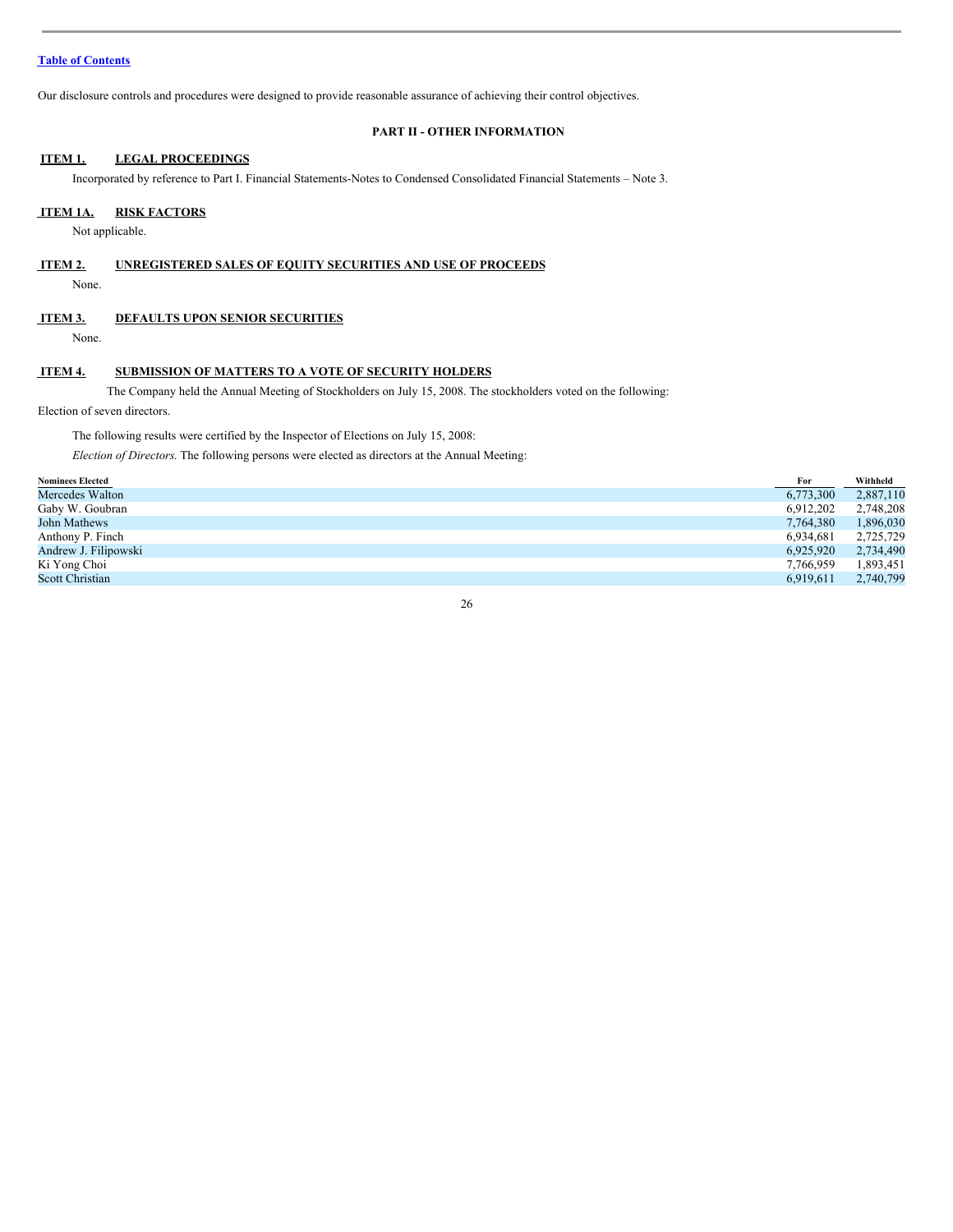Table of Contents

Our disclosure controls and procedures were designed to provide reasonable assurance of achieving their control objectives.

## PART II - OTHER INFORMATION

### ITEM 1. LEGAL PROCEEDINGS

Incorporated by reference to Part I. Financial Statements-Notes to Condensed Consolidated Financial Statements – Note 3.

### ITEM 1A. RISK FACTORS

Not applicable.

### ITEM 2. UNREGISTERED SALES OF EQUITY SECURITIES AND USE OF PROCEEDS

None.

### ITEM 3. DEFAULTS UPON SENIOR SECURITIES

None.

### ITEM 4. SUBMISSION OF MATTERS TO A VOTE OF SECURITY HOLDERS

The Company held the Annual Meeting of Stockholders on July 15, 2008. The stockholders voted on the following:

Election of seven directors.

The following results were certified by the Inspector of Elections on July 15, 2008:

*Election of Directors.* The following persons were elected as directors at the Annual Meeting:

| Nominees Elected | For | Withheld |
|---|---|---|
| Mercedes Walton | 6,773,300 | 2,887,110 |
| Gaby W. Goubran | 6,912,202 | 2,748,208 |
| John Mathews | 7,764,380 | 1,896,030 |
| Anthony P. Finch | 6,934,681 | 2,725,729 |
| Andrew J. Filipowski | 6,925,920 | 2,734,490 |
| Ki Yong Choi | 7,766,959 | 1,893,451 |
| Scott Christian | 6,919,611 | 2,740,799 |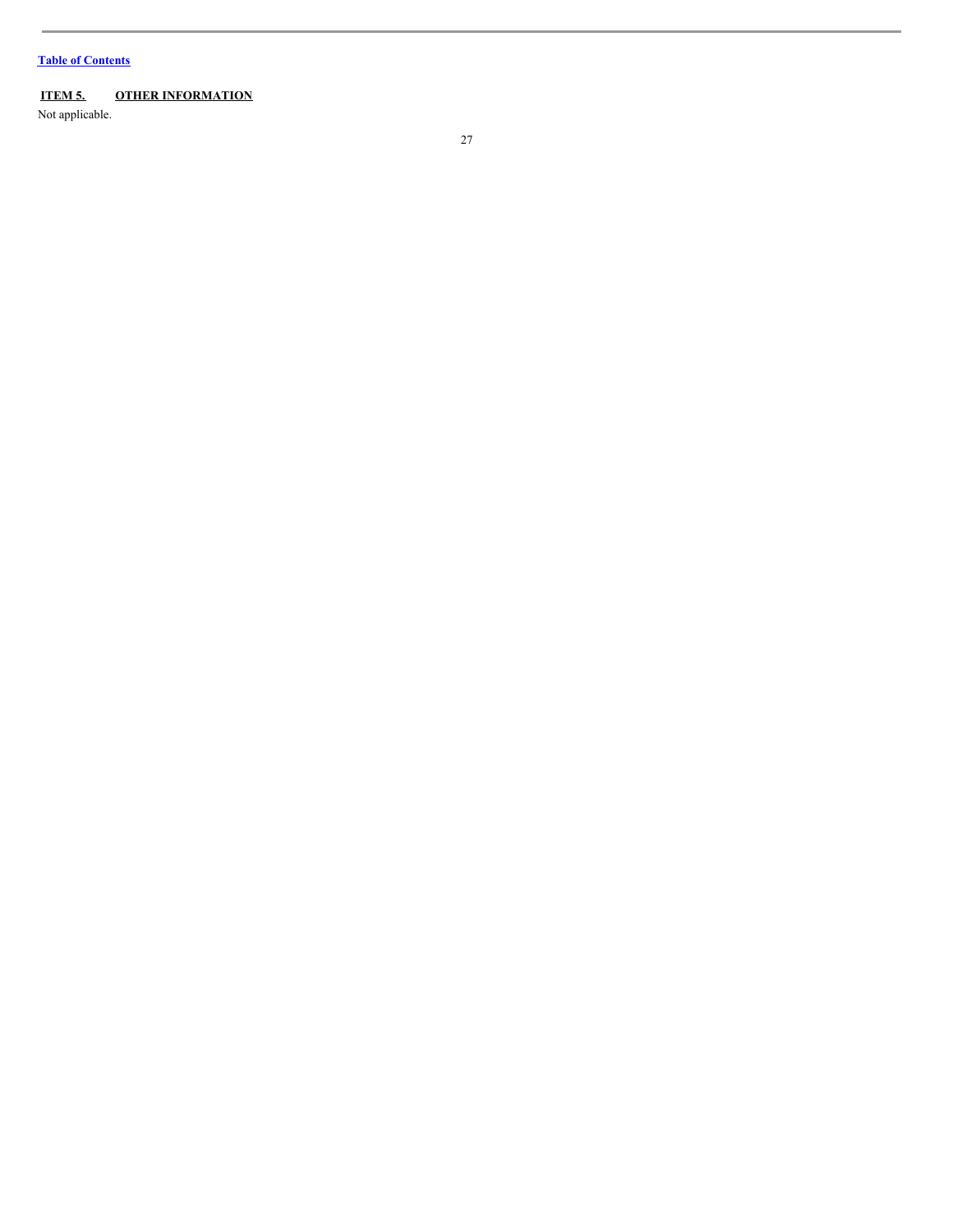## ITEM 5. OTHER INFORMATION

Not applicable.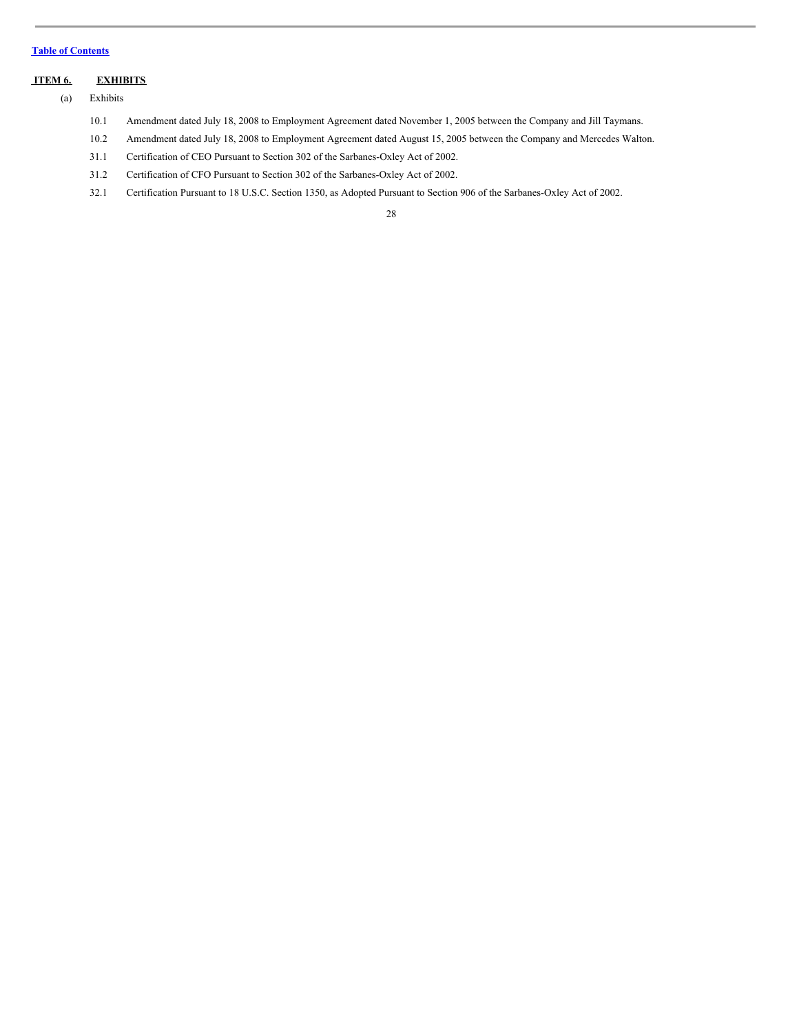Table of Contents

## ITEM 6. EXHIBITS

(a) Exhibits

10.1 Amendment dated July 18, 2008 to Employment Agreement dated November 1, 2005 between the Company and Jill Taymans.

10.2 Amendment dated July 18, 2008 to Employment Agreement dated August 15, 2005 between the Company and Mercedes Walton.

31.1 Certification of CEO Pursuant to Section 302 of the Sarbanes-Oxley Act of 2002.

31.2 Certification of CFO Pursuant to Section 302 of the Sarbanes-Oxley Act of 2002.

32.1 Certification Pursuant to 18 U.S.C. Section 1350, as Adopted Pursuant to Section 906 of the Sarbanes-Oxley Act of 2002.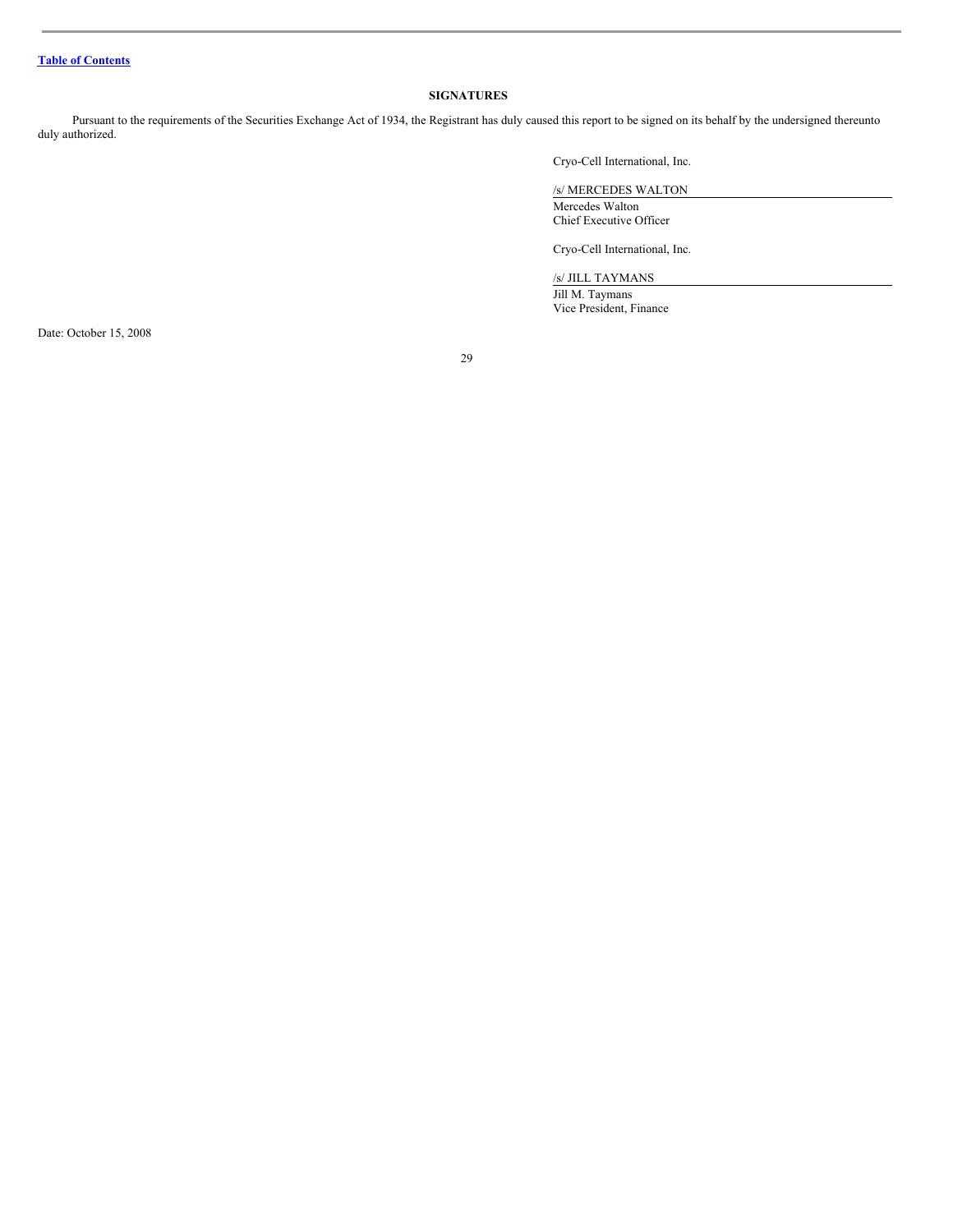[Table of Contents](#)

## SIGNATURES

Pursuant to the requirements of the Securities Exchange Act of 1934, the Registrant has duly caused this report to be signed on its behalf by the undersigned thereunto duly authorized.

Cryo-Cell International, Inc.

/s/ MERCEDES WALTON

Mercedes Walton
Chief Executive Officer

Cryo-Cell International, Inc.

/s/ JILL TAYMANS

Jill M. Taymans
Vice President, Finance

Date: October 15, 2008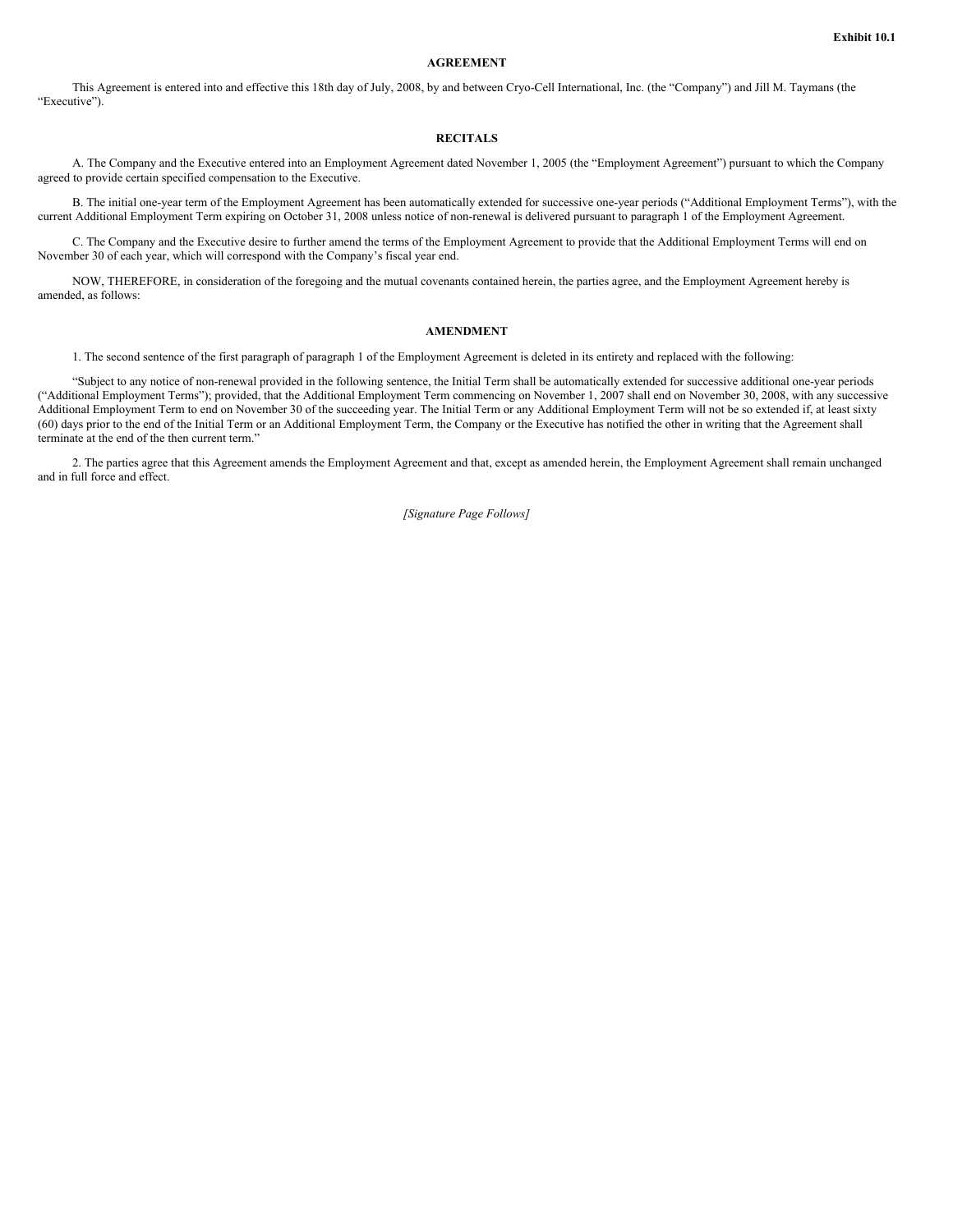Exhibit 10.1

# AGREEMENT

This Agreement is entered into and effective this 18th day of July, 2008, by and between Cryo-Cell International, Inc. (the "Company") and Jill M. Taymans (the "Executive").

## RECITALS

A. The Company and the Executive entered into an Employment Agreement dated November 1, 2005 (the "Employment Agreement") pursuant to which the Company agreed to provide certain specified compensation to the Executive.

B. The initial one-year term of the Employment Agreement has been automatically extended for successive one-year periods ("Additional Employment Terms"), with the current Additional Employment Term expiring on October 31, 2008 unless notice of non-renewal is delivered pursuant to paragraph 1 of the Employment Agreement.

C. The Company and the Executive desire to further amend the terms of the Employment Agreement to provide that the Additional Employment Terms will end on November 30 of each year, which will correspond with the Company's fiscal year end.

NOW, THEREFORE, in consideration of the foregoing and the mutual covenants contained herein, the parties agree, and the Employment Agreement hereby is amended, as follows:

## AMENDMENT

1. The second sentence of the first paragraph of paragraph 1 of the Employment Agreement is deleted in its entirety and replaced with the following:

"Subject to any notice of non-renewal provided in the following sentence, the Initial Term shall be automatically extended for successive additional one-year periods ("Additional Employment Terms"); provided, that the Additional Employment Term commencing on November 1, 2007 shall end on November 30, 2008, with any successive Additional Employment Term to end on November 30 of the succeeding year. The Initial Term or any Additional Employment Term will not be so extended if, at least sixty (60) days prior to the end of the Initial Term or an Additional Employment Term, the Company or the Executive has notified the other in writing that the Agreement shall terminate at the end of the then current term."

2. The parties agree that this Agreement amends the Employment Agreement and that, except as amended herein, the Employment Agreement shall remain unchanged and in full force and effect.

*[Signature Page Follows]*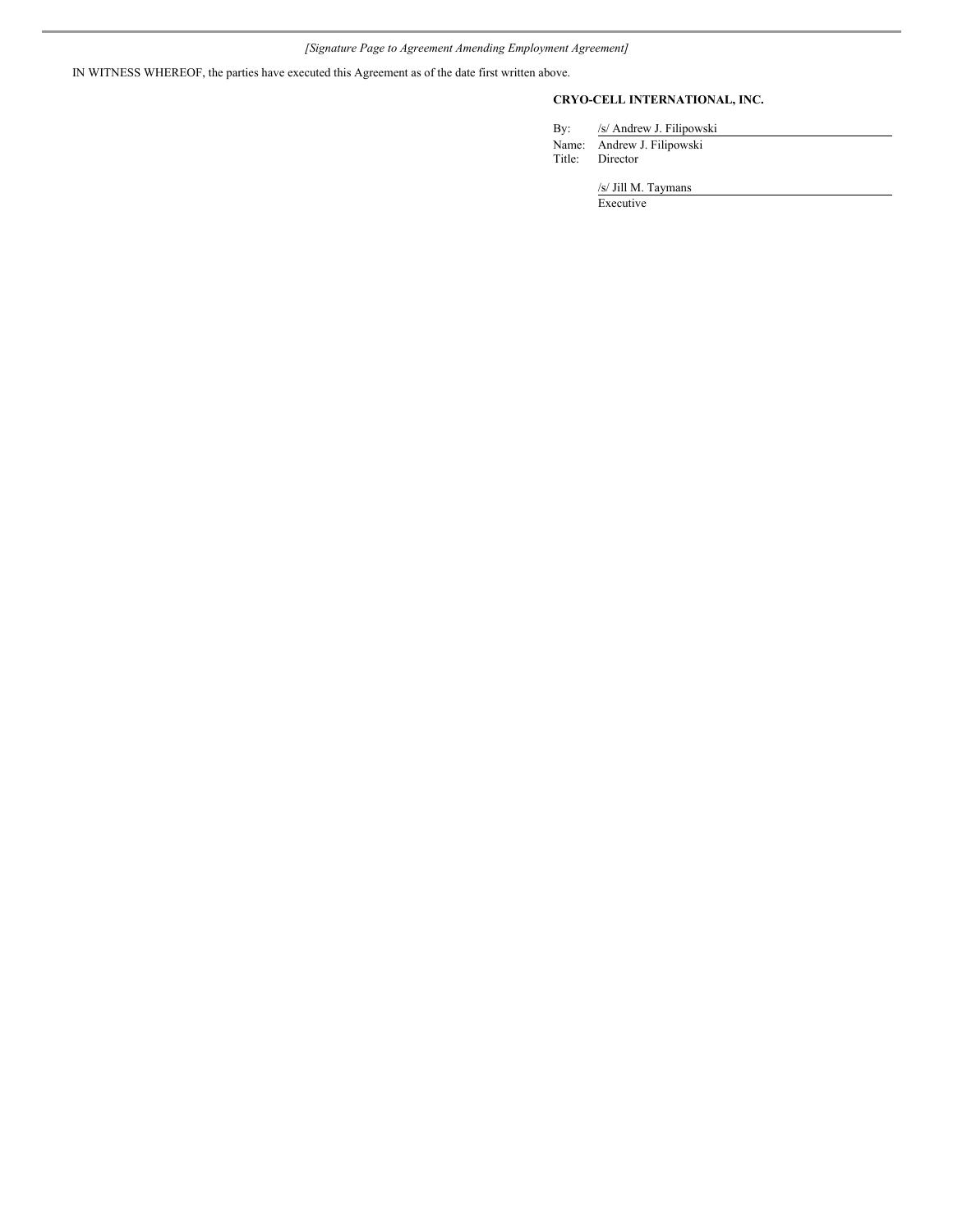*[Signature Page to Agreement Amending Employment Agreement]*

IN WITNESS WHEREOF, the parties have executed this Agreement as of the date first written above.

**CRYO-CELL INTERNATIONAL, INC.**

By: /s/ Andrew J. Filipowski
Name: Andrew J. Filipowski
Title: Director

/s/ Jill M. Taymans
Executive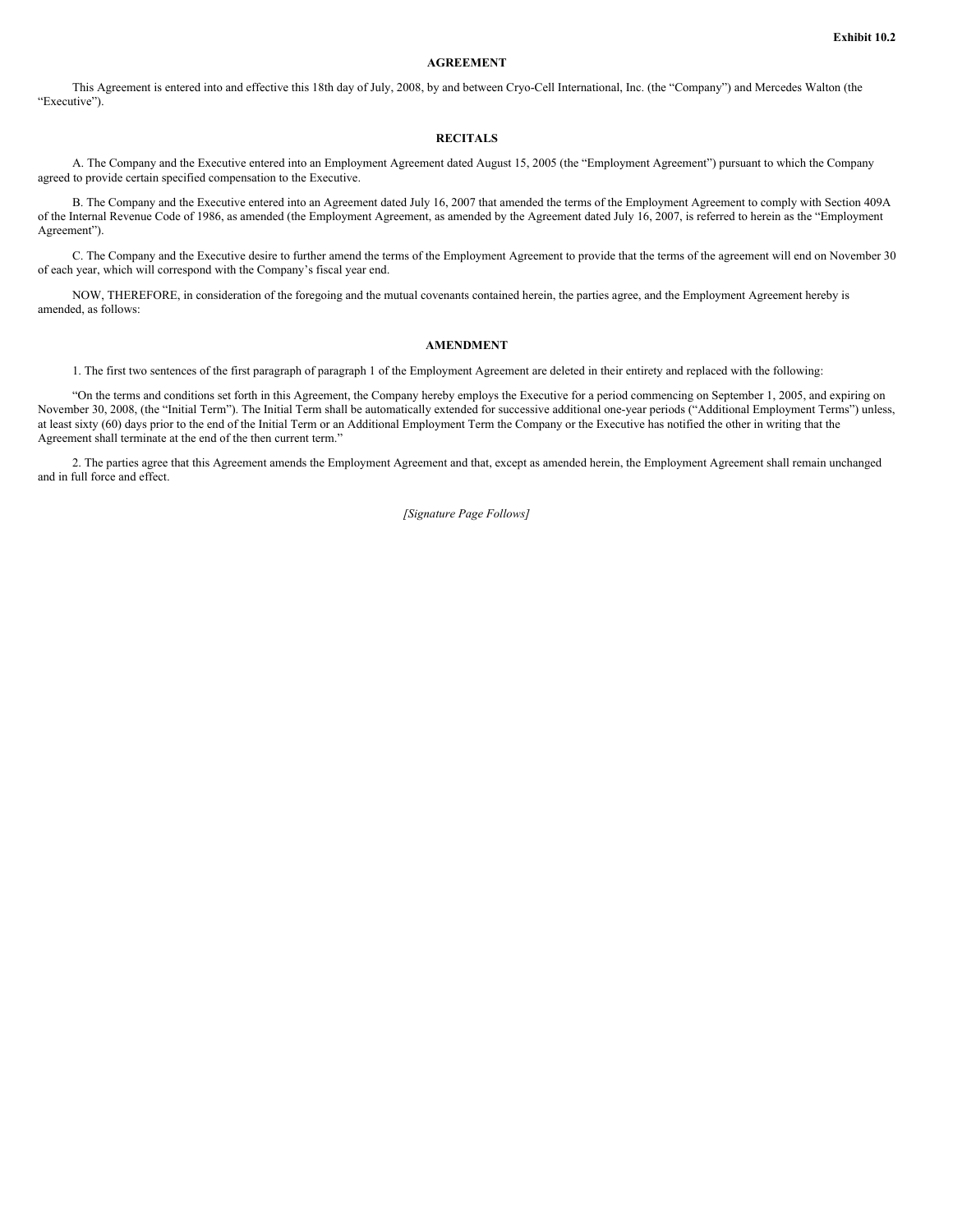**Exhibit 10.2**

# AGREEMENT

This Agreement is entered into and effective this 18th day of July, 2008, by and between Cryo-Cell International, Inc. (the "Company") and Mercedes Walton (the "Executive").

## RECITALS

A. The Company and the Executive entered into an Employment Agreement dated August 15, 2005 (the "Employment Agreement") pursuant to which the Company agreed to provide certain specified compensation to the Executive.

B. The Company and the Executive entered into an Agreement dated July 16, 2007 that amended the terms of the Employment Agreement to comply with Section 409A of the Internal Revenue Code of 1986, as amended (the Employment Agreement, as amended by the Agreement dated July 16, 2007, is referred to herein as the "Employment Agreement").

C. The Company and the Executive desire to further amend the terms of the Employment Agreement to provide that the terms of the agreement will end on November 30 of each year, which will correspond with the Company's fiscal year end.

NOW, THEREFORE, in consideration of the foregoing and the mutual covenants contained herein, the parties agree, and the Employment Agreement hereby is amended, as follows:

## AMENDMENT

1. The first two sentences of the first paragraph of paragraph 1 of the Employment Agreement are deleted in their entirety and replaced with the following:

"On the terms and conditions set forth in this Agreement, the Company hereby employs the Executive for a period commencing on September 1, 2005, and expiring on November 30, 2008, (the "Initial Term"). The Initial Term shall be automatically extended for successive additional one-year periods ("Additional Employment Terms") unless, at least sixty (60) days prior to the end of the Initial Term or an Additional Employment Term the Company or the Executive has notified the other in writing that the Agreement shall terminate at the end of the then current term."

2. The parties agree that this Agreement amends the Employment Agreement and that, except as amended herein, the Employment Agreement shall remain unchanged and in full force and effect.

*[Signature Page Follows]*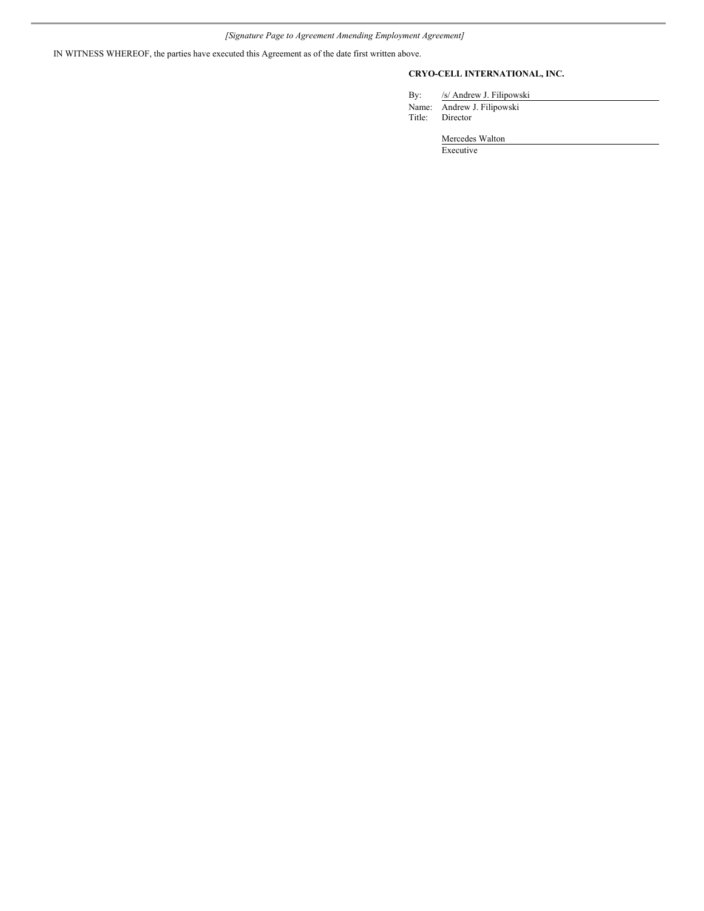*[Signature Page to Agreement Amending Employment Agreement]*

IN WITNESS WHEREOF, the parties have executed this Agreement as of the date first written above.

**CRYO-CELL INTERNATIONAL, INC.**

By: /s/ Andrew J. Filipowski
Name: Andrew J. Filipowski
Title: Director

Mercedes Walton
Executive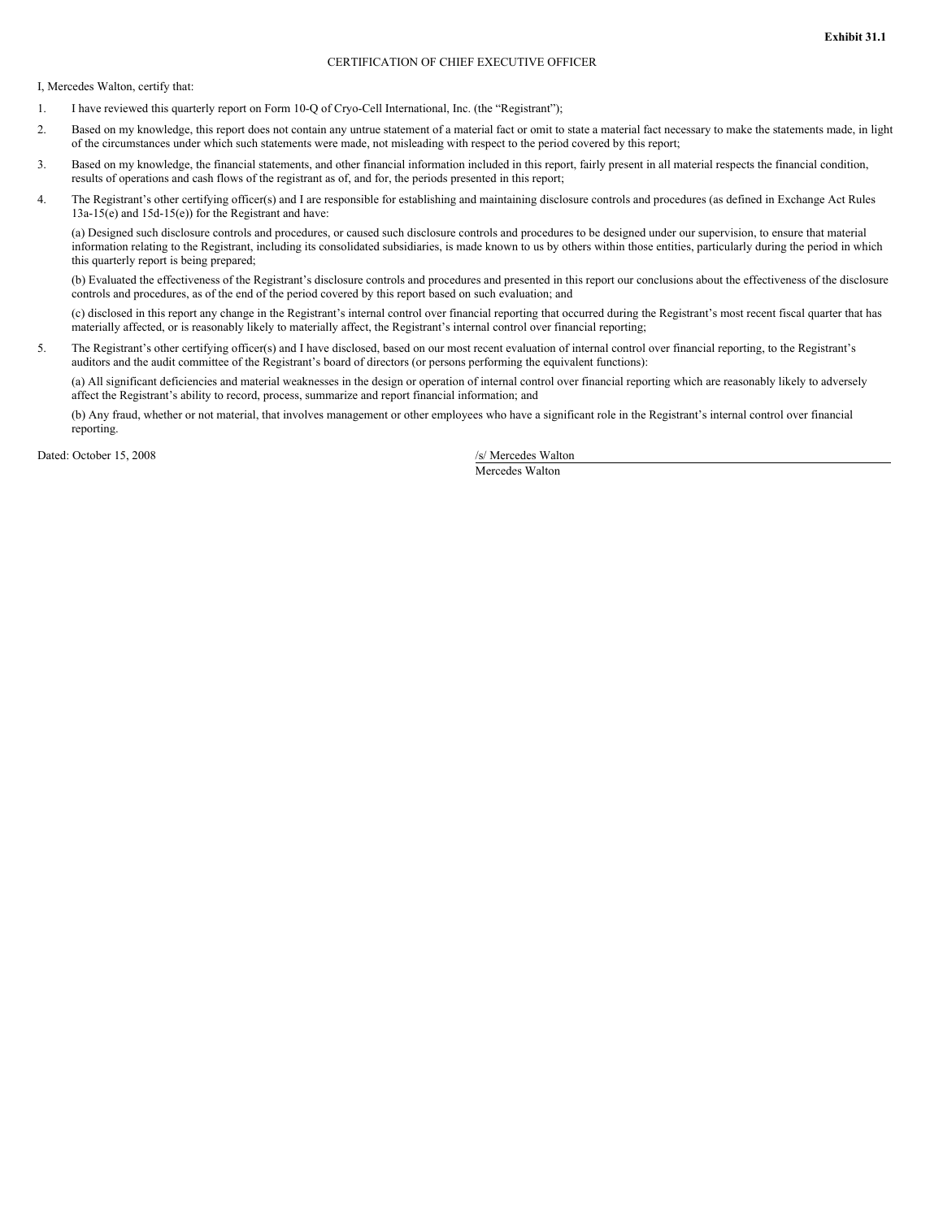**Exhibit 31.1**

CERTIFICATION OF CHIEF EXECUTIVE OFFICER

I, Mercedes Walton, certify that:

1. I have reviewed this quarterly report on Form 10-Q of Cryo-Cell International, Inc. (the "Registrant");

2. Based on my knowledge, this report does not contain any untrue statement of a material fact or omit to state a material fact necessary to make the statements made, in light of the circumstances under which such statements were made, not misleading with respect to the period covered by this report;

3. Based on my knowledge, the financial statements, and other financial information included in this report, fairly present in all material respects the financial condition, results of operations and cash flows of the registrant as of, and for, the periods presented in this report;

4. The Registrant's other certifying officer(s) and I are responsible for establishing and maintaining disclosure controls and procedures (as defined in Exchange Act Rules 13a-15(e) and 15d-15(e)) for the Registrant and have:

   (a) Designed such disclosure controls and procedures, or caused such disclosure controls and procedures to be designed under our supervision, to ensure that material information relating to the Registrant, including its consolidated subsidiaries, is made known to us by others within those entities, particularly during the period in which this quarterly report is being prepared;

   (b) Evaluated the effectiveness of the Registrant's disclosure controls and procedures and presented in this report our conclusions about the effectiveness of the disclosure controls and procedures, as of the end of the period covered by this report based on such evaluation; and

   (c) disclosed in this report any change in the Registrant's internal control over financial reporting that occurred during the Registrant's most recent fiscal quarter that has materially affected, or is reasonably likely to materially affect, the Registrant's internal control over financial reporting;

5. The Registrant's other certifying officer(s) and I have disclosed, based on our most recent evaluation of internal control over financial reporting, to the Registrant's auditors and the audit committee of the Registrant's board of directors (or persons performing the equivalent functions):

   (a) All significant deficiencies and material weaknesses in the design or operation of internal control over financial reporting which are reasonably likely to adversely affect the Registrant's ability to record, process, summarize and report financial information; and

   (b) Any fraud, whether or not material, that involves management or other employees who have a significant role in the Registrant's internal control over financial reporting.

Dated: October 15, 2008

/s/ Mercedes Walton
Mercedes Walton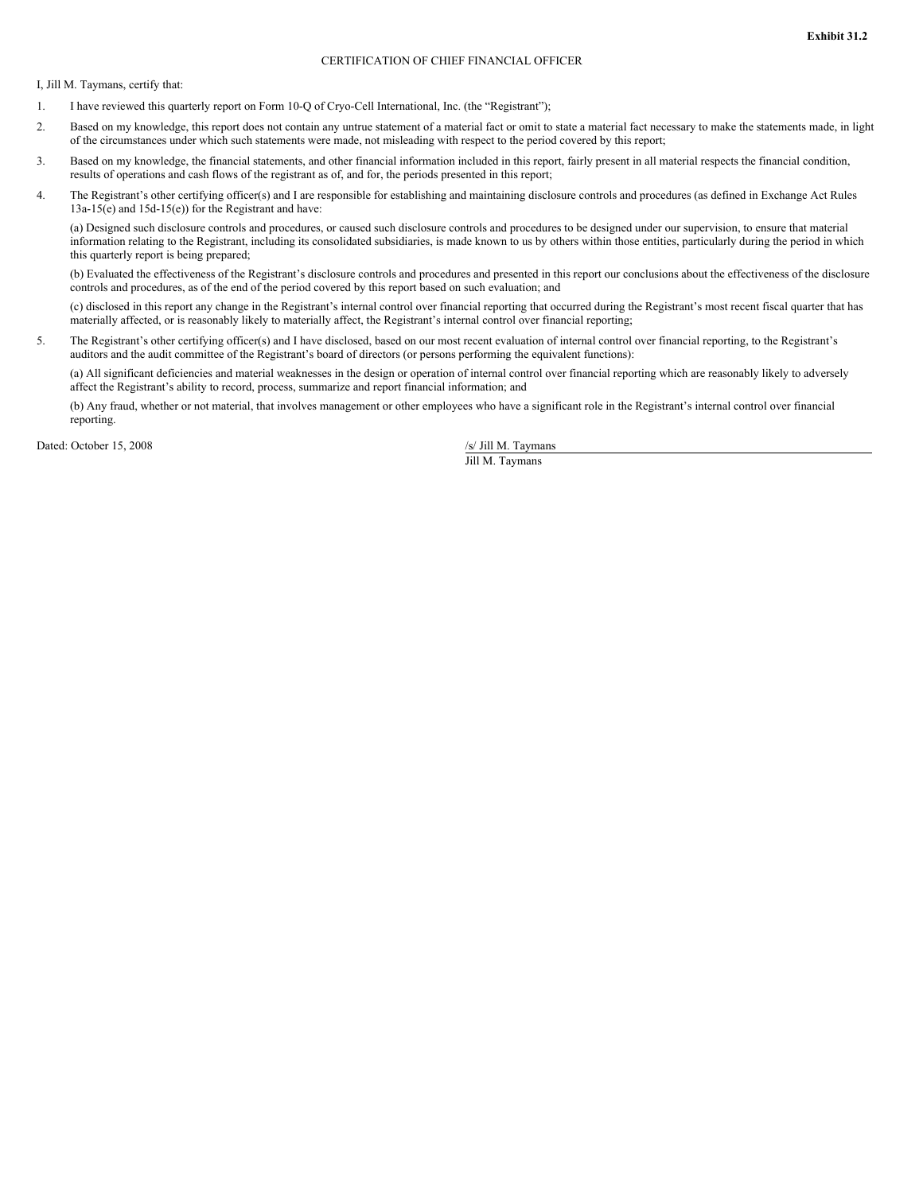**Exhibit 31.2**

CERTIFICATION OF CHIEF FINANCIAL OFFICER

I, Jill M. Taymans, certify that:

1. I have reviewed this quarterly report on Form 10-Q of Cryo-Cell International, Inc. (the "Registrant");

2. Based on my knowledge, this report does not contain any untrue statement of a material fact or omit to state a material fact necessary to make the statements made, in light of the circumstances under which such statements were made, not misleading with respect to the period covered by this report;

3. Based on my knowledge, the financial statements, and other financial information included in this report, fairly present in all material respects the financial condition, results of operations and cash flows of the registrant as of, and for, the periods presented in this report;

4. The Registrant's other certifying officer(s) and I are responsible for establishing and maintaining disclosure controls and procedures (as defined in Exchange Act Rules 13a-15(e) and 15d-15(e)) for the Registrant and have:

   (a) Designed such disclosure controls and procedures, or caused such disclosure controls and procedures to be designed under our supervision, to ensure that material information relating to the Registrant, including its consolidated subsidiaries, is made known to us by others within those entities, particularly during the period in which this quarterly report is being prepared;

   (b) Evaluated the effectiveness of the Registrant's disclosure controls and procedures and presented in this report our conclusions about the effectiveness of the disclosure controls and procedures, as of the end of the period covered by this report based on such evaluation; and

   (c) disclosed in this report any change in the Registrant's internal control over financial reporting that occurred during the Registrant's most recent fiscal quarter that has materially affected, or is reasonably likely to materially affect, the Registrant's internal control over financial reporting;

5. The Registrant's other certifying officer(s) and I have disclosed, based on our most recent evaluation of internal control over financial reporting, to the Registrant's auditors and the audit committee of the Registrant's board of directors (or persons performing the equivalent functions):

   (a) All significant deficiencies and material weaknesses in the design or operation of internal control over financial reporting which are reasonably likely to adversely affect the Registrant's ability to record, process, summarize and report financial information; and

   (b) Any fraud, whether or not material, that involves management or other employees who have a significant role in the Registrant's internal control over financial reporting.

Dated: October 15, 2008

/s/ Jill M. Taymans

Jill M. Taymans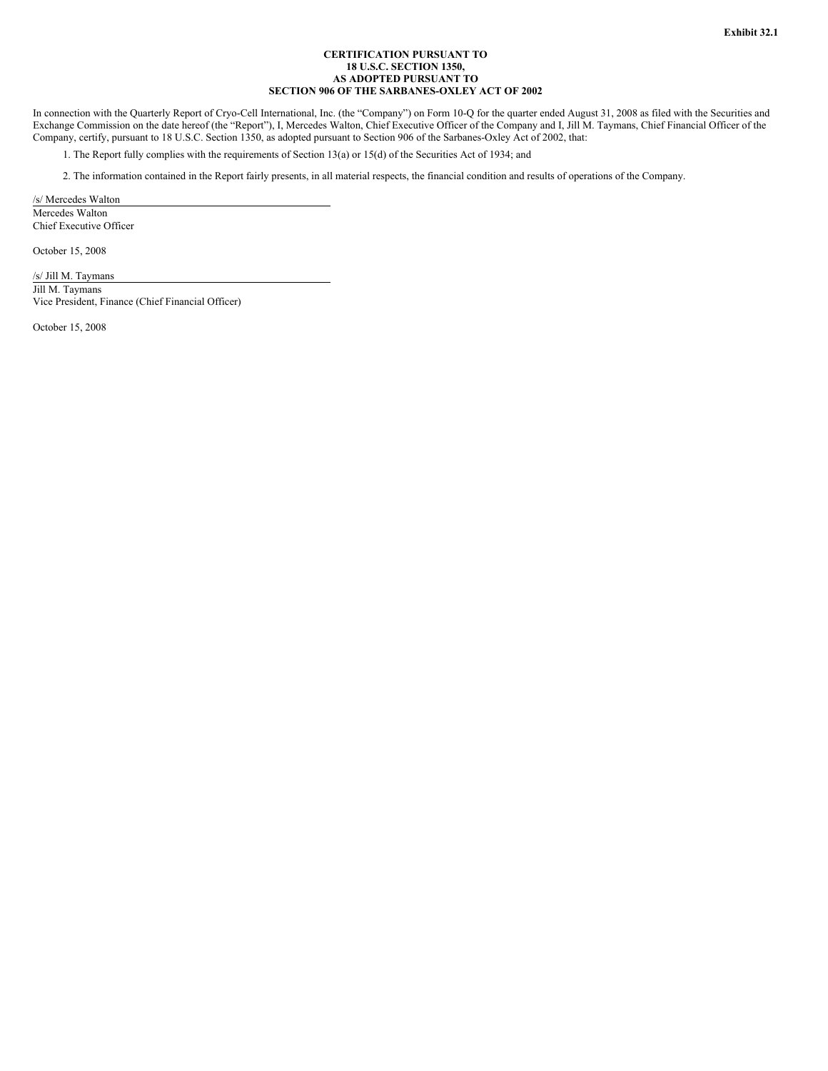**Exhibit 32.1**

**CERTIFICATION PURSUANT TO**
**18 U.S.C. SECTION 1350,**
**AS ADOPTED PURSUANT TO**
**SECTION 906 OF THE SARBANES-OXLEY ACT OF 2002**

In connection with the Quarterly Report of Cryo-Cell International, Inc. (the "Company") on Form 10-Q for the quarter ended August 31, 2008 as filed with the Securities and Exchange Commission on the date hereof (the "Report"), I, Mercedes Walton, Chief Executive Officer of the Company and I, Jill M. Taymans, Chief Financial Officer of the Company, certify, pursuant to 18 U.S.C. Section 1350, as adopted pursuant to Section 906 of the Sarbanes-Oxley Act of 2002, that:

1. The Report fully complies with the requirements of Section 13(a) or 15(d) of the Securities Act of 1934; and

2. The information contained in the Report fairly presents, in all material respects, the financial condition and results of operations of the Company.

/s/ Mercedes Walton
Mercedes Walton
Chief Executive Officer

October 15, 2008

/s/ Jill M. Taymans
Jill M. Taymans
Vice President, Finance (Chief Financial Officer)

October 15, 2008